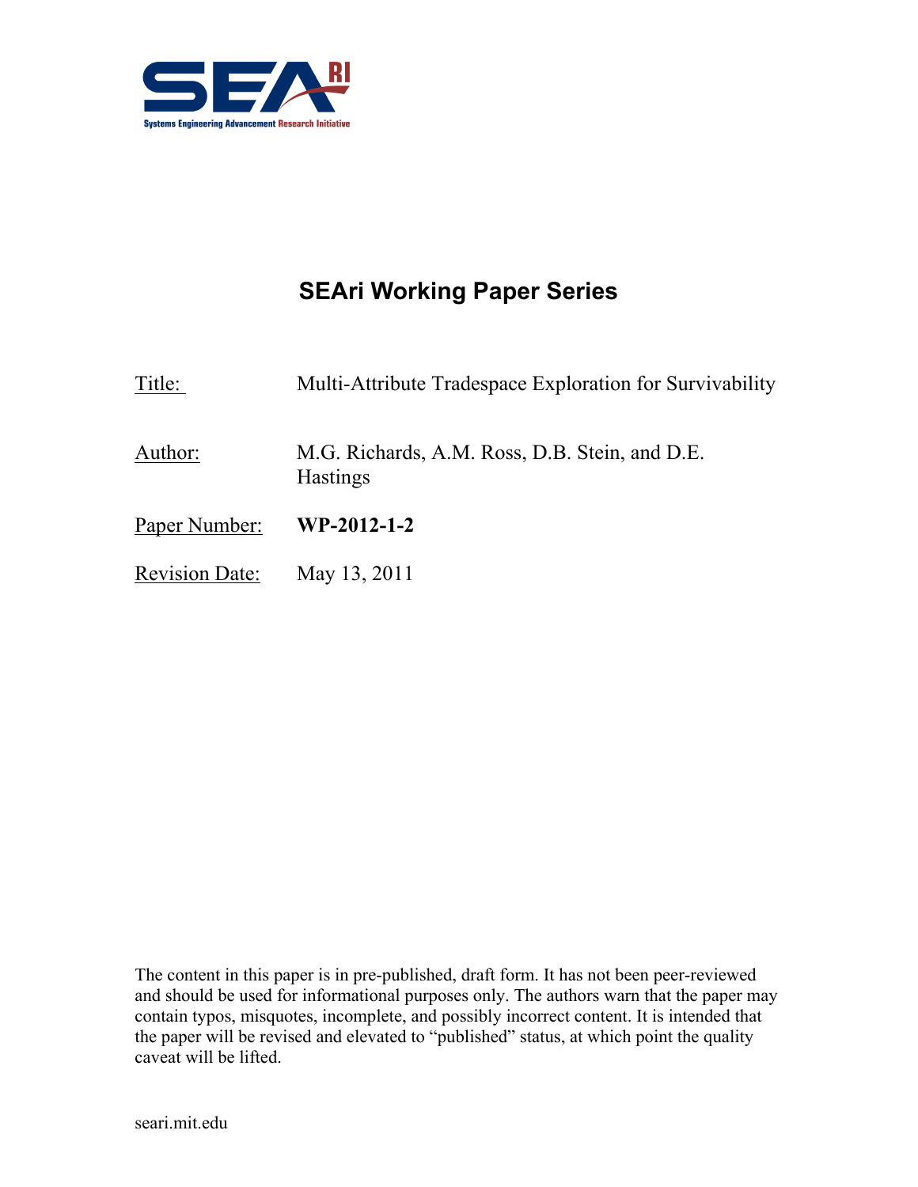SEAri

Systems Engineering Advancement Research Initiative

# SEAri Working Paper Series

Title: Multi-Attribute Tradespace Exploration for Survivability

Author: M.G. Richards, A.M. Ross, D.B. Stein, and D.E. Hastings

Paper Number: **WP-2012-1-2**

Revision Date: May 13, 2011

The content in this paper is in pre-published, draft form. It has not been peer-reviewed and should be used for informational purposes only. The authors warn that the paper may contain typos, misquotes, incomplete, and possibly incorrect content. It is intended that the paper will be revised and elevated to "published" status, at which point the quality caveat will be lifted.

seari.mit.edu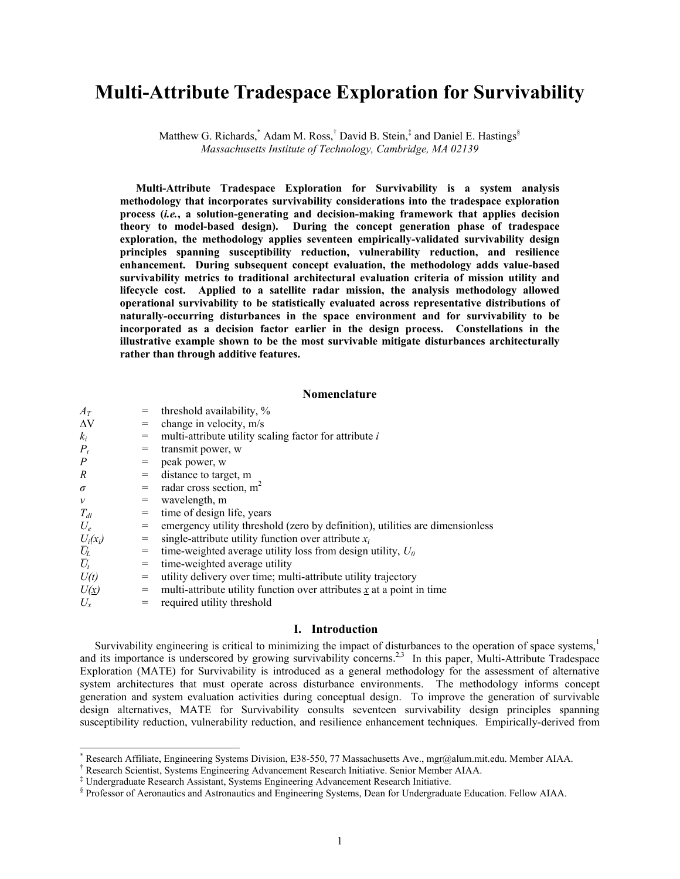# Multi-Attribute Tradespace Exploration for Survivability

Matthew G. Richards,[*] Adam M. Ross,[†] David B. Stein,[‡] and Daniel E. Hastings[§]
*Massachusetts Institute of Technology, Cambridge, MA 02139*

**Multi-Attribute Tradespace Exploration for Survivability is a system analysis methodology that incorporates survivability considerations into the tradespace exploration process (*i.e.*, a solution-generating and decision-making framework that applies decision theory to model-based design). During the concept generation phase of tradespace exploration, the methodology applies seventeen empirically-validated survivability design principles spanning susceptibility reduction, vulnerability reduction, and resilience enhancement. During subsequent concept evaluation, the methodology adds value-based survivability metrics to traditional architectural evaluation criteria of mission utility and lifecycle cost. Applied to a satellite radar mission, the analysis methodology allowed operational survivability to be statistically evaluated across representative distributions of naturally-occurring disturbances in the space environment and for survivability to be incorporated as a decision factor earlier in the design process. Constellations in the illustrative example shown to be the most survivable mitigate disturbances architecturally rather than through additive features.**

## Nomenclature

| | | |
|---|---|---|
| $A_T$ | = | threshold availability, % |
| $\Delta V$ | = | change in velocity, m/s |
| $k_i$ | = | multi-attribute utility scaling factor for attribute $i$ |
| $P_t$ | = | transmit power, w |
| $P$ | = | peak power, w |
| $R$ | = | distance to target, m |
| $\sigma$ | = | radar cross section, m$^2$ |
| $v$ | = | wavelength, m |
| $T_{dl}$ | = | time of design life, years |
| $U_e$ | = | emergency utility threshold (zero by definition), utilities are dimensionless |
| $U_i(x_i)$ | = | single-attribute utility function over attribute $x_i$ |
| $\overline{U}_L$ | = | time-weighted average utility loss from design utility, $U_0$ |
| $\overline{U}_t$ | = | time-weighted average utility |
| $U(t)$ | = | utility delivery over time; multi-attribute utility trajectory |
| $U(\underline{x})$ | = | multi-attribute utility function over attributes $\underline{x}$ at a point in time |
| $U_x$ | = | required utility threshold |

## I. Introduction

Survivability engineering is critical to minimizing the impact of disturbances to the operation of space systems,[1] and its importance is underscored by growing survivability concerns.[2,3] In this paper, Multi-Attribute Tradespace Exploration (MATE) for Survivability is introduced as a general methodology for the assessment of alternative system architectures that must operate across disturbance environments. The methodology informs concept generation and system evaluation activities during conceptual design. To improve the generation of survivable design alternatives, MATE for Survivability consults seventeen survivability design principles spanning susceptibility reduction, vulnerability reduction, and resilience enhancement techniques. Empirically-derived from

---

[*] Research Affiliate, Engineering Systems Division, E38-550, 77 Massachusetts Ave., mgr@alum.mit.edu. Member AIAA.

[†] Research Scientist, Systems Engineering Advancement Research Initiative. Senior Member AIAA.

[‡] Undergraduate Research Assistant, Systems Engineering Advancement Research Initiative.

[§] Professor of Aeronautics and Astronautics and Engineering Systems, Dean for Undergraduate Education. Fellow AIAA.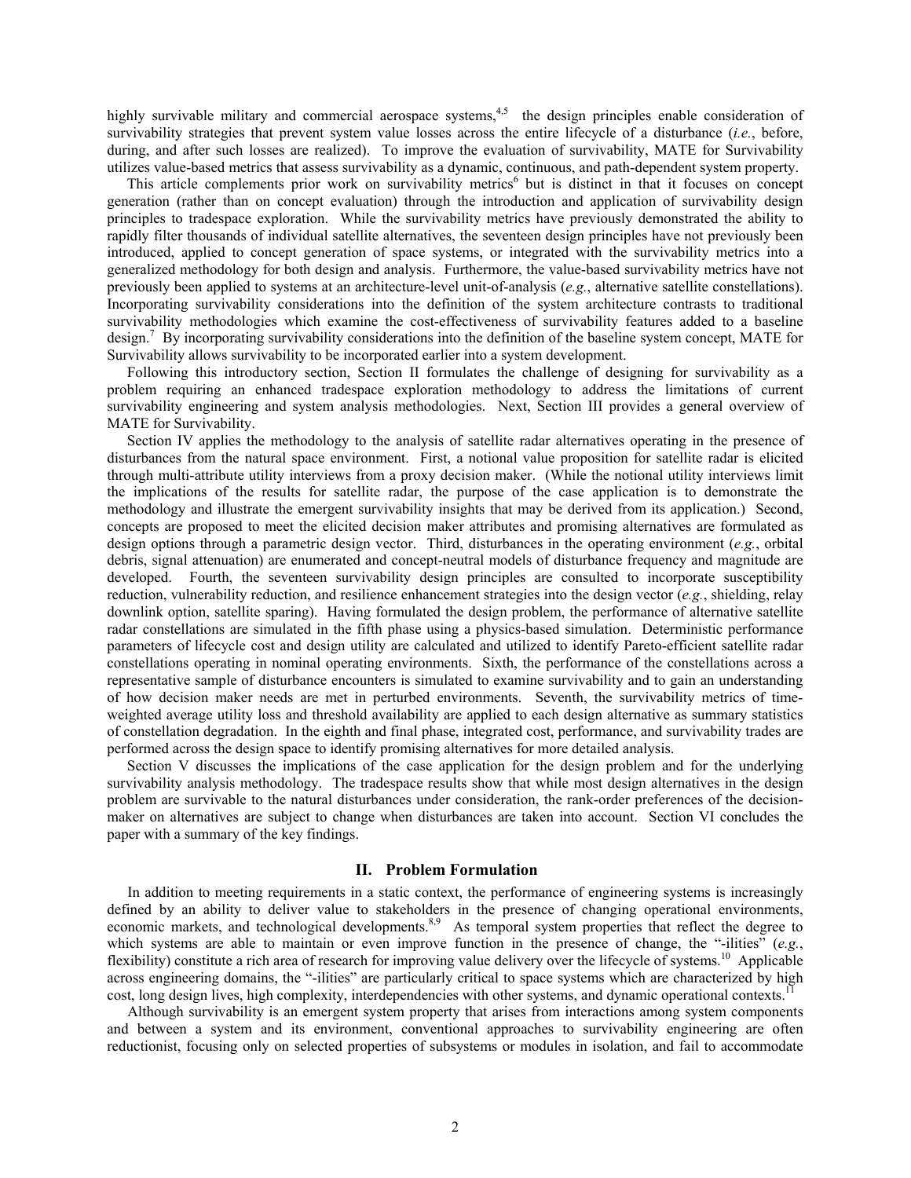highly survivable military and commercial aerospace systems,[4,5] the design principles enable consideration of survivability strategies that prevent system value losses across the entire lifecycle of a disturbance (*i.e.*, before, during, and after such losses are realized). To improve the evaluation of survivability, MATE for Survivability utilizes value-based metrics that assess survivability as a dynamic, continuous, and path-dependent system property.

This article complements prior work on survivability metrics[6] but is distinct in that it focuses on concept generation (rather than on concept evaluation) through the introduction and application of survivability design principles to tradespace exploration. While the survivability metrics have previously demonstrated the ability to rapidly filter thousands of individual satellite alternatives, the seventeen design principles have not previously been introduced, applied to concept generation of space systems, or integrated with the survivability metrics into a generalized methodology for both design and analysis. Furthermore, the value-based survivability metrics have not previously been applied to systems at an architecture-level unit-of-analysis (*e.g.*, alternative satellite constellations). Incorporating survivability considerations into the definition of the system architecture contrasts to traditional survivability methodologies which examine the cost-effectiveness of survivability features added to a baseline design.[7] By incorporating survivability considerations into the definition of the baseline system concept, MATE for Survivability allows survivability to be incorporated earlier into a system development.

Following this introductory section, Section II formulates the challenge of designing for survivability as a problem requiring an enhanced tradespace exploration methodology to address the limitations of current survivability engineering and system analysis methodologies. Next, Section III provides a general overview of MATE for Survivability.

Section IV applies the methodology to the analysis of satellite radar alternatives operating in the presence of disturbances from the natural space environment. First, a notional value proposition for satellite radar is elicited through multi-attribute utility interviews from a proxy decision maker. (While the notional utility interviews limit the implications of the results for satellite radar, the purpose of the case application is to demonstrate the methodology and illustrate the emergent survivability insights that may be derived from its application.) Second, concepts are proposed to meet the elicited decision maker attributes and promising alternatives are formulated as design options through a parametric design vector. Third, disturbances in the operating environment (*e.g.*, orbital debris, signal attenuation) are enumerated and concept-neutral models of disturbance frequency and magnitude are developed. Fourth, the seventeen survivability design principles are consulted to incorporate susceptibility reduction, vulnerability reduction, and resilience enhancement strategies into the design vector (*e.g.*, shielding, relay downlink option, satellite sparing). Having formulated the design problem, the performance of alternative satellite radar constellations are simulated in the fifth phase using a physics-based simulation. Deterministic performance parameters of lifecycle cost and design utility are calculated and utilized to identify Pareto-efficient satellite radar constellations operating in nominal operating environments. Sixth, the performance of the constellations across a representative sample of disturbance encounters is simulated to examine survivability and to gain an understanding of how decision maker needs are met in perturbed environments. Seventh, the survivability metrics of time-weighted average utility loss and threshold availability are applied to each design alternative as summary statistics of constellation degradation. In the eighth and final phase, integrated cost, performance, and survivability trades are performed across the design space to identify promising alternatives for more detailed analysis.

Section V discusses the implications of the case application for the design problem and for the underlying survivability analysis methodology. The tradespace results show that while most design alternatives in the design problem are survivable to the natural disturbances under consideration, the rank-order preferences of the decision-maker on alternatives are subject to change when disturbances are taken into account. Section VI concludes the paper with a summary of the key findings.

## II. Problem Formulation

In addition to meeting requirements in a static context, the performance of engineering systems is increasingly defined by an ability to deliver value to stakeholders in the presence of changing operational environments, economic markets, and technological developments.[8,9] As temporal system properties that reflect the degree to which systems are able to maintain or even improve function in the presence of change, the "-ilities" (*e.g.*, flexibility) constitute a rich area of research for improving value delivery over the lifecycle of systems.[10] Applicable across engineering domains, the "-ilities" are particularly critical to space systems which are characterized by high cost, long design lives, high complexity, interdependencies with other systems, and dynamic operational contexts.[11]

Although survivability is an emergent system property that arises from interactions among system components and between a system and its environment, conventional approaches to survivability engineering are often reductionist, focusing only on selected properties of subsystems or modules in isolation, and fail to accommodate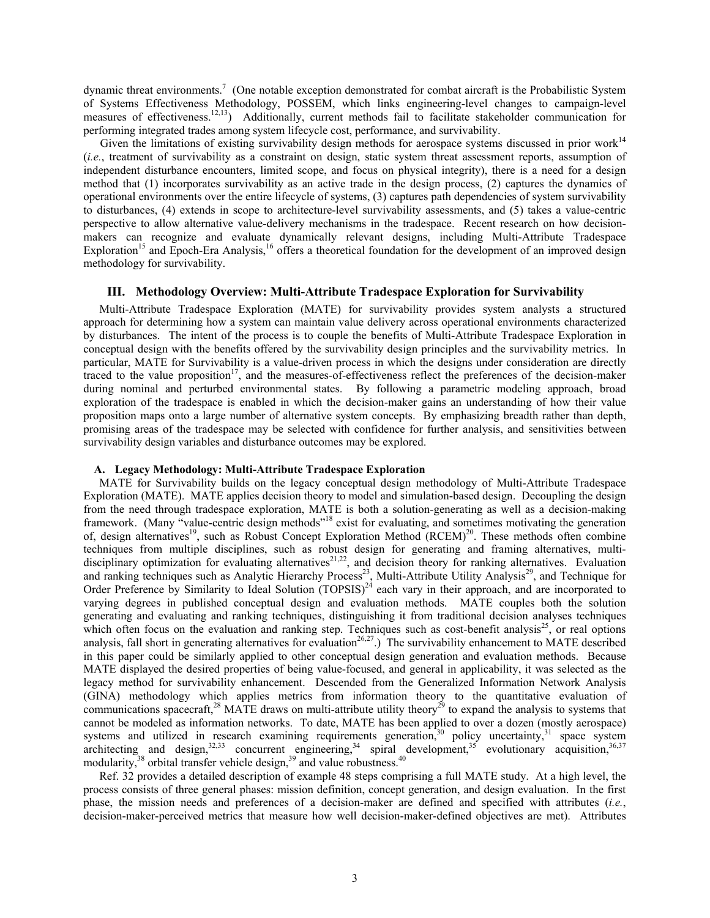dynamic threat environments.[7] (One notable exception demonstrated for combat aircraft is the Probabilistic System of Systems Effectiveness Methodology, POSSEM, which links engineering-level changes to campaign-level measures of effectiveness.[12,13]) Additionally, current methods fail to facilitate stakeholder communication for performing integrated trades among system lifecycle cost, performance, and survivability.

Given the limitations of existing survivability design methods for aerospace systems discussed in prior work[14] (*i.e.*, treatment of survivability as a constraint on design, static system threat assessment reports, assumption of independent disturbance encounters, limited scope, and focus on physical integrity), there is a need for a design method that (1) incorporates survivability as an active trade in the design process, (2) captures the dynamics of operational environments over the entire lifecycle of systems, (3) captures path dependencies of system survivability to disturbances, (4) extends in scope to architecture-level survivability assessments, and (5) takes a value-centric perspective to allow alternative value-delivery mechanisms in the tradespace. Recent research on how decision-makers can recognize and evaluate dynamically relevant designs, including Multi-Attribute Tradespace Exploration[15] and Epoch-Era Analysis,[16] offers a theoretical foundation for the development of an improved design methodology for survivability.

## III. Methodology Overview: Multi-Attribute Tradespace Exploration for Survivability

Multi-Attribute Tradespace Exploration (MATE) for survivability provides system analysts a structured approach for determining how a system can maintain value delivery across operational environments characterized by disturbances. The intent of the process is to couple the benefits of Multi-Attribute Tradespace Exploration in conceptual design with the benefits offered by the survivability design principles and the survivability metrics. In particular, MATE for Survivability is a value-driven process in which the designs under consideration are directly traced to the value proposition[17], and the measures-of-effectiveness reflect the preferences of the decision-maker during nominal and perturbed environmental states. By following a parametric modeling approach, broad exploration of the tradespace is enabled in which the decision-maker gains an understanding of how their value proposition maps onto a large number of alternative system concepts. By emphasizing breadth rather than depth, promising areas of the tradespace may be selected with confidence for further analysis, and sensitivities between survivability design variables and disturbance outcomes may be explored.

### A. Legacy Methodology: Multi-Attribute Tradespace Exploration

MATE for Survivability builds on the legacy conceptual design methodology of Multi-Attribute Tradespace Exploration (MATE). MATE applies decision theory to model and simulation-based design. Decoupling the design from the need through tradespace exploration, MATE is both a solution-generating as well as a decision-making framework. (Many "value-centric design methods"[18] exist for evaluating, and sometimes motivating the generation of, design alternatives[19], such as Robust Concept Exploration Method (RCEM)[20]. These methods often combine techniques from multiple disciplines, such as robust design for generating and framing alternatives, multi-disciplinary optimization for evaluating alternatives[21,22], and decision theory for ranking alternatives. Evaluation and ranking techniques such as Analytic Hierarchy Process[23], Multi-Attribute Utility Analysis[29], and Technique for Order Preference by Similarity to Ideal Solution (TOPSIS)[24] each vary in their approach, and are incorporated to varying degrees in published conceptual design and evaluation methods. MATE couples both the solution generating and evaluating and ranking techniques, distinguishing it from traditional decision analyses techniques which often focus on the evaluation and ranking step. Techniques such as cost-benefit analysis[25], or real options analysis, fall short in generating alternatives for evaluation[26,27].) The survivability enhancement to MATE described in this paper could be similarly applied to other conceptual design generation and evaluation methods. Because MATE displayed the desired properties of being value-focused, and general in applicability, it was selected as the legacy method for survivability enhancement. Descended from the Generalized Information Network Analysis (GINA) methodology which applies metrics from information theory to the quantitative evaluation of communications spacecraft,[28] MATE draws on multi-attribute utility theory[29] to expand the analysis to systems that cannot be modeled as information networks. To date, MATE has been applied to over a dozen (mostly aerospace) systems and utilized in research examining requirements generation,[30] policy uncertainty,[31] space system architecting and design,[32,33] concurrent engineering,[34] spiral development,[35] evolutionary acquisition,[36,37] modularity,[38] orbital transfer vehicle design,[39] and value robustness.[40]

Ref. 32 provides a detailed description of example 48 steps comprising a full MATE study. At a high level, the process consists of three general phases: mission definition, concept generation, and design evaluation. In the first phase, the mission needs and preferences of a decision-maker are defined and specified with attributes (*i.e.*, decision-maker-perceived metrics that measure how well decision-maker-defined objectives are met). Attributes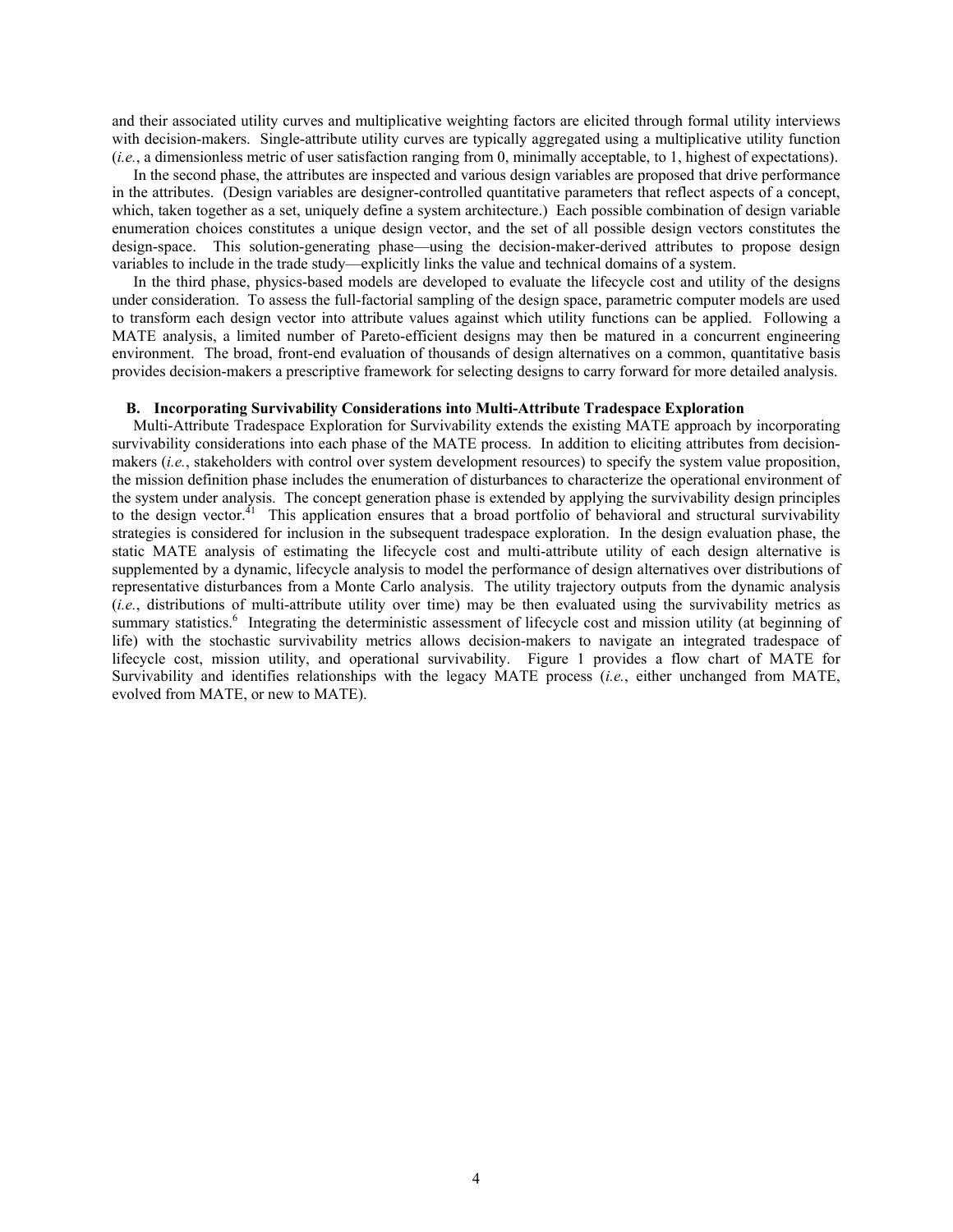and their associated utility curves and multiplicative weighting factors are elicited through formal utility interviews with decision-makers. Single-attribute utility curves are typically aggregated using a multiplicative utility function (*i.e.*, a dimensionless metric of user satisfaction ranging from 0, minimally acceptable, to 1, highest of expectations).

In the second phase, the attributes are inspected and various design variables are proposed that drive performance in the attributes. (Design variables are designer-controlled quantitative parameters that reflect aspects of a concept, which, taken together as a set, uniquely define a system architecture.) Each possible combination of design variable enumeration choices constitutes a unique design vector, and the set of all possible design vectors constitutes the design-space. This solution-generating phase—using the decision-maker-derived attributes to propose design variables to include in the trade study—explicitly links the value and technical domains of a system.

In the third phase, physics-based models are developed to evaluate the lifecycle cost and utility of the designs under consideration. To assess the full-factorial sampling of the design space, parametric computer models are used to transform each design vector into attribute values against which utility functions can be applied. Following a MATE analysis, a limited number of Pareto-efficient designs may then be matured in a concurrent engineering environment. The broad, front-end evaluation of thousands of design alternatives on a common, quantitative basis provides decision-makers a prescriptive framework for selecting designs to carry forward for more detailed analysis.

### B. Incorporating Survivability Considerations into Multi-Attribute Tradespace Exploration

Multi-Attribute Tradespace Exploration for Survivability extends the existing MATE approach by incorporating survivability considerations into each phase of the MATE process. In addition to eliciting attributes from decision-makers (*i.e.*, stakeholders with control over system development resources) to specify the system value proposition, the mission definition phase includes the enumeration of disturbances to characterize the operational environment of the system under analysis. The concept generation phase is extended by applying the survivability design principles to the design vector.[41] This application ensures that a broad portfolio of behavioral and structural survivability strategies is considered for inclusion in the subsequent tradespace exploration. In the design evaluation phase, the static MATE analysis of estimating the lifecycle cost and multi-attribute utility of each design alternative is supplemented by a dynamic, lifecycle analysis to model the performance of design alternatives over distributions of representative disturbances from a Monte Carlo analysis. The utility trajectory outputs from the dynamic analysis (*i.e.*, distributions of multi-attribute utility over time) may be then evaluated using the survivability metrics as summary statistics.[6] Integrating the deterministic assessment of lifecycle cost and mission utility (at beginning of life) with the stochastic survivability metrics allows decision-makers to navigate an integrated tradespace of lifecycle cost, mission utility, and operational survivability. Figure 1 provides a flow chart of MATE for Survivability and identifies relationships with the legacy MATE process (*i.e.*, either unchanged from MATE, evolved from MATE, or new to MATE).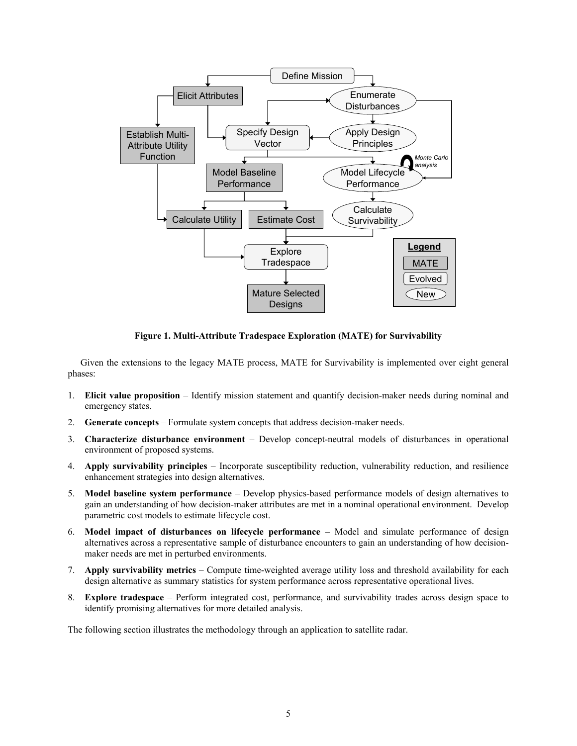**Figure 1. Multi-Attribute Tradespace Exploration (MATE) for Survivability**

Given the extensions to the legacy MATE process, MATE for Survivability is implemented over eight general phases:

1. **Elicit value proposition** – Identify mission statement and quantify decision-maker needs during nominal and emergency states.
2. **Generate concepts** – Formulate system concepts that address decision-maker needs.
3. **Characterize disturbance environment** – Develop concept-neutral models of disturbances in operational environment of proposed systems.
4. **Apply survivability principles** – Incorporate susceptibility reduction, vulnerability reduction, and resilience enhancement strategies into design alternatives.
5. **Model baseline system performance** – Develop physics-based performance models of design alternatives to gain an understanding of how decision-maker attributes are met in a nominal operational environment. Develop parametric cost models to estimate lifecycle cost.
6. **Model impact of disturbances on lifecycle performance** – Model and simulate performance of design alternatives across a representative sample of disturbance encounters to gain an understanding of how decision-maker needs are met in perturbed environments.
7. **Apply survivability metrics** – Compute time-weighted average utility loss and threshold availability for each design alternative as summary statistics for system performance across representative operational lives.
8. **Explore tradespace** – Perform integrated cost, performance, and survivability trades across design space to identify promising alternatives for more detailed analysis.

The following section illustrates the methodology through an application to satellite radar.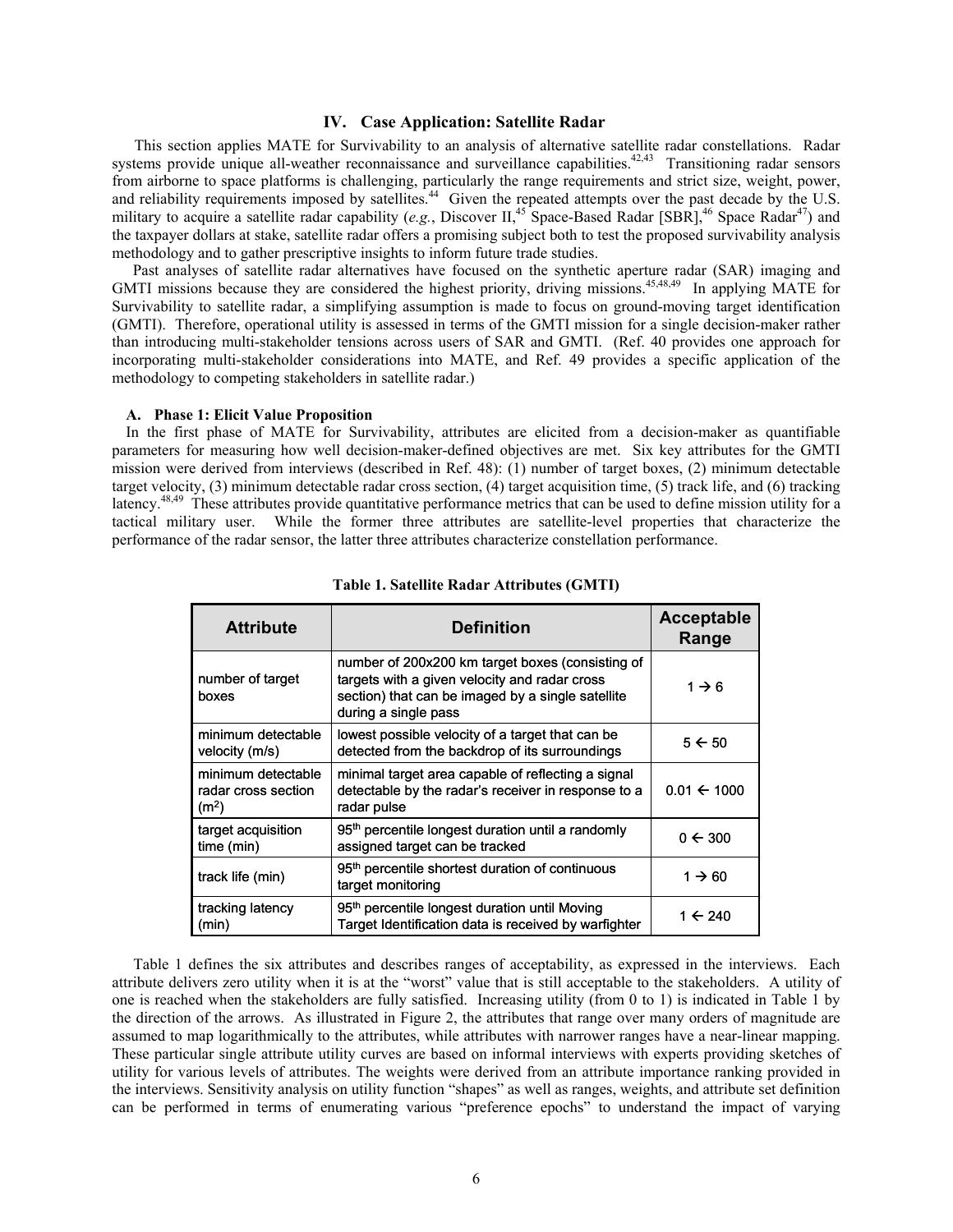## IV. Case Application: Satellite Radar

This section applies MATE for Survivability to an analysis of alternative satellite radar constellations. Radar systems provide unique all-weather reconnaissance and surveillance capabilities.[42,43] Transitioning radar sensors from airborne to space platforms is challenging, particularly the range requirements and strict size, weight, power, and reliability requirements imposed by satellites.[44] Given the repeated attempts over the past decade by the U.S. military to acquire a satellite radar capability (*e.g.*, Discover II,[45] Space-Based Radar [SBR],[46] Space Radar[47]) and the taxpayer dollars at stake, satellite radar offers a promising subject both to test the proposed survivability analysis methodology and to gather prescriptive insights to inform future trade studies.

Past analyses of satellite radar alternatives have focused on the synthetic aperture radar (SAR) imaging and GMTI missions because they are considered the highest priority, driving missions.[45,48,49] In applying MATE for Survivability to satellite radar, a simplifying assumption is made to focus on ground-moving target identification (GMTI). Therefore, operational utility is assessed in terms of the GMTI mission for a single decision-maker rather than introducing multi-stakeholder tensions across users of SAR and GMTI. (Ref. 40 provides one approach for incorporating multi-stakeholder considerations into MATE, and Ref. 49 provides a specific application of the methodology to competing stakeholders in satellite radar.)

### A. Phase 1: Elicit Value Proposition

In the first phase of MATE for Survivability, attributes are elicited from a decision-maker as quantifiable parameters for measuring how well decision-maker-defined objectives are met. Six key attributes for the GMTI mission were derived from interviews (described in Ref. 48): (1) number of target boxes, (2) minimum detectable target velocity, (3) minimum detectable radar cross section, (4) target acquisition time, (5) track life, and (6) tracking latency.[48,49] These attributes provide quantitative performance metrics that can be used to define mission utility for a tactical military user. While the former three attributes are satellite-level properties that characterize the performance of the radar sensor, the latter three attributes characterize constellation performance.

**Table 1. Satellite Radar Attributes (GMTI)**

| Attribute | Definition | Acceptable Range |
|---|---|---|
| number of target boxes | number of 200x200 km target boxes (consisting of targets with a given velocity and radar cross section) that can be imaged by a single satellite during a single pass | 1 → 6 |
| minimum detectable velocity (m/s) | lowest possible velocity of a target that can be detected from the backdrop of its surroundings | 5 ← 50 |
| minimum detectable radar cross section ($m^2$) | minimal target area capable of reflecting a signal detectable by the radar's receiver in response to a radar pulse | 0.01 ← 1000 |
| target acquisition time (min) | 95th percentile longest duration until a randomly assigned target can be tracked | 0 ← 300 |
| track life (min) | 95th percentile shortest duration of continuous target monitoring | 1 → 60 |
| tracking latency (min) | 95th percentile longest duration until Moving Target Identification data is received by warfighter | 1 ← 240 |

Table 1 defines the six attributes and describes ranges of acceptability, as expressed in the interviews. Each attribute delivers zero utility when it is at the "worst" value that is still acceptable to the stakeholders. A utility of one is reached when the stakeholders are fully satisfied. Increasing utility (from 0 to 1) is indicated in Table 1 by the direction of the arrows. As illustrated in Figure 2, the attributes that range over many orders of magnitude are assumed to map logarithmically to the attributes, while attributes with narrower ranges have a near-linear mapping. These particular single attribute utility curves are based on informal interviews with experts providing sketches of utility for various levels of attributes. The weights were derived from an attribute importance ranking provided in the interviews. Sensitivity analysis on utility function "shapes" as well as ranges, weights, and attribute set definition can be performed in terms of enumerating various "preference epochs" to understand the impact of varying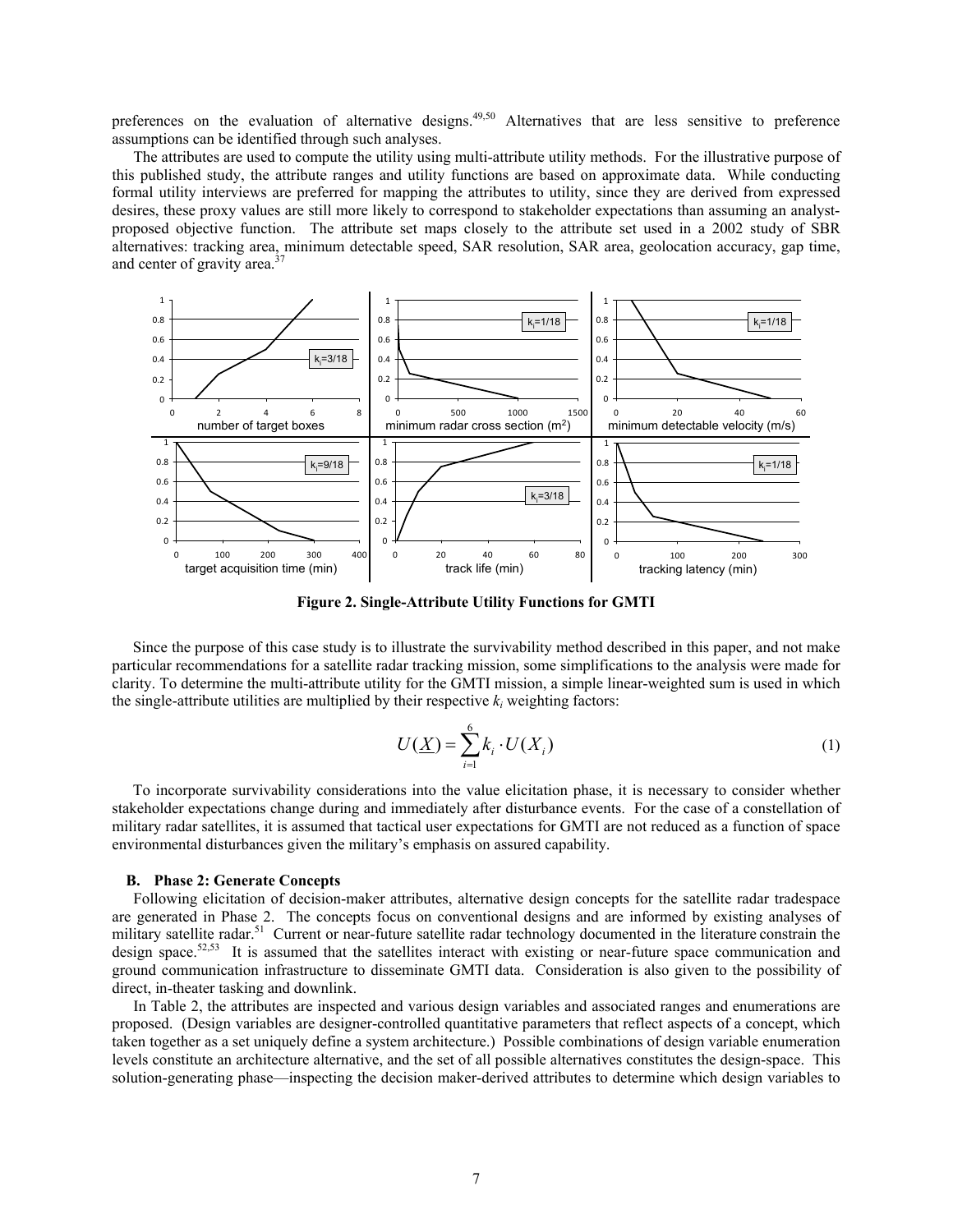preferences on the evaluation of alternative designs.[49,50] Alternatives that are less sensitive to preference assumptions can be identified through such analyses.

The attributes are used to compute the utility using multi-attribute utility methods. For the illustrative purpose of this published study, the attribute ranges and utility functions are based on approximate data. While conducting formal utility interviews are preferred for mapping the attributes to utility, since they are derived from expressed desires, these proxy values are still more likely to correspond to stakeholder expectations than assuming an analyst-proposed objective function. The attribute set maps closely to the attribute set used in a 2002 study of SBR alternatives: tracking area, minimum detectable speed, SAR resolution, SAR area, geolocation accuracy, gap time, and center of gravity area.[37]

**Figure 2. Single-Attribute Utility Functions for GMTI**

Since the purpose of this case study is to illustrate the survivability method described in this paper, and not make particular recommendations for a satellite radar tracking mission, some simplifications to the analysis were made for clarity. To determine the multi-attribute utility for the GMTI mission, a simple linear-weighted sum is used in which the single-attribute utilities are multiplied by their respective $k_i$ weighting factors:

$$U(\underline{X}) = \sum_{i=1}^{6} k_i \cdot U(X_i) \tag{1}$$

To incorporate survivability considerations into the value elicitation phase, it is necessary to consider whether stakeholder expectations change during and immediately after disturbance events. For the case of a constellation of military radar satellites, it is assumed that tactical user expectations for GMTI are not reduced as a function of space environmental disturbances given the military's emphasis on assured capability.

### B. Phase 2: Generate Concepts

Following elicitation of decision-maker attributes, alternative design concepts for the satellite radar tradespace are generated in Phase 2. The concepts focus on conventional designs and are informed by existing analyses of military satellite radar.[51] Current or near-future satellite radar technology documented in the literature constrain the design space.[52,53] It is assumed that the satellites interact with existing or near-future space communication and ground communication infrastructure to disseminate GMTI data. Consideration is also given to the possibility of direct, in-theater tasking and downlink.

In Table 2, the attributes are inspected and various design variables and associated ranges and enumerations are proposed. (Design variables are designer-controlled quantitative parameters that reflect aspects of a concept, which taken together as a set uniquely define a system architecture.) Possible combinations of design variable enumeration levels constitute an architecture alternative, and the set of all possible alternatives constitutes the design-space. This solution-generating phase—inspecting the decision maker-derived attributes to determine which design variables to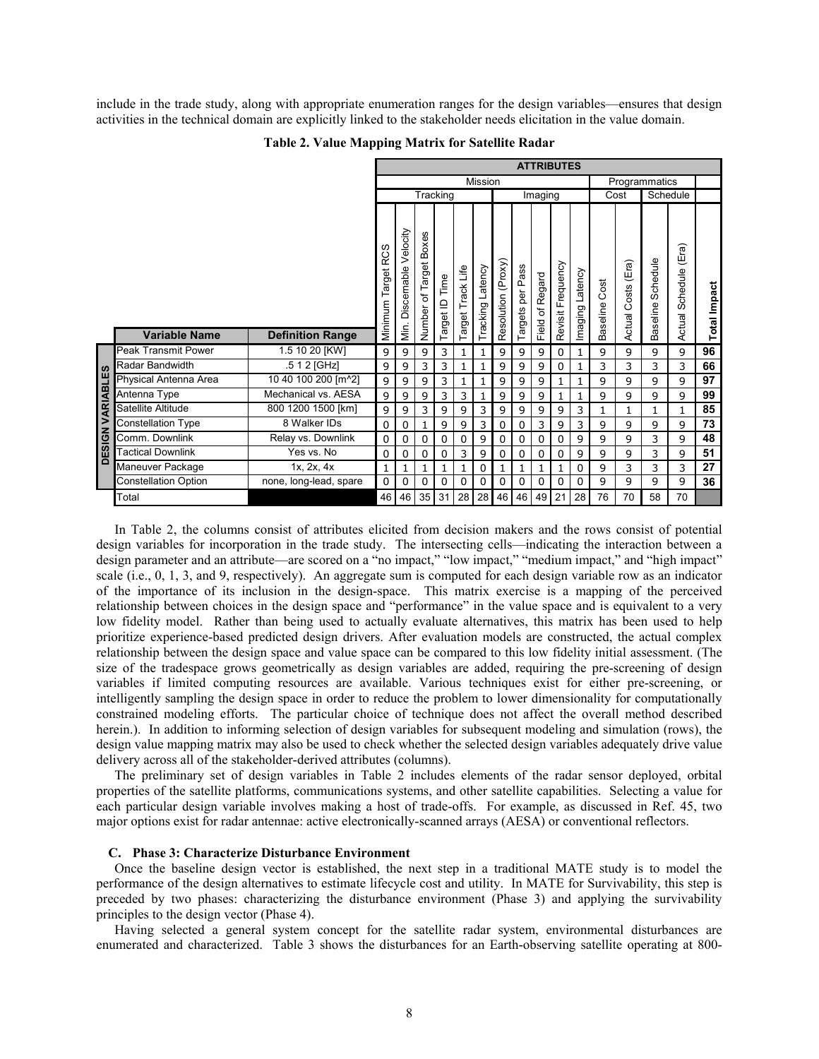include in the trade study, along with appropriate enumeration ranges for the design variables—ensures that design activities in the technical domain are explicitly linked to the stakeholder needs elicitation in the value domain.

**Table 2. Value Mapping Matrix for Satellite Radar**

| | | | ATTRIBUTES | | | | | | | | | | | | | | | | |
|---|---|---|---|---|---|---|---|---|---|---|---|---|---|---|---|---|---|---|---|
| | | | Mission | | | | | | | | | | | Programmatics | | | | | |
| | | | Tracking | | | | | | Imaging | | | | | Cost | | Schedule | | | |
| | **Variable Name** | **Definition Range** | Minimum Target RCS | Min. Discernable Velocity | Number of Target Boxes | Target ID Time | Target Track Life | Tracking Latency | Resolution (Proxy) | Targets per Pass | Field of Regard | Revisit Frequency | Imaging Latency | Baseline Cost | Actual Costs (Era) | Baseline Schedule | Actual Schedule (Era) | **Total Impact** |
| DESIGN VARIABLES | Peak Transmit Power | 1.5 10 20 [KW] | 9 | 9 | 9 | 3 | 1 | 1 | 9 | 9 | 9 | 0 | 1 | 9 | 9 | 9 | 9 | **96** |
| | Radar Bandwidth | .5 1 2 [GHz] | 9 | 9 | 3 | 3 | 1 | 1 | 9 | 9 | 9 | 0 | 1 | 3 | 3 | 3 | 3 | **66** |
| | Physical Antenna Area | 10 40 100 200 [m^2] | 9 | 9 | 9 | 3 | 1 | 1 | 9 | 9 | 9 | 1 | 1 | 9 | 9 | 9 | 9 | **97** |
| | Antenna Type | Mechanical vs. AESA | 9 | 9 | 9 | 3 | 3 | 1 | 9 | 9 | 9 | 1 | 1 | 9 | 9 | 9 | 9 | **99** |
| | Satellite Altitude | 800 1200 1500 [km] | 9 | 9 | 3 | 9 | 9 | 3 | 9 | 9 | 9 | 9 | 3 | 1 | 1 | 1 | 1 | **85** |
| | Constellation Type | 8 Walker IDs | 0 | 0 | 1 | 9 | 9 | 3 | 0 | 0 | 3 | 9 | 3 | 9 | 9 | 9 | 9 | **73** |
| | Comm. Downlink | Relay vs. Downlink | 0 | 0 | 0 | 0 | 0 | 9 | 0 | 0 | 0 | 0 | 9 | 9 | 9 | 3 | 9 | **48** |
| | Tactical Downlink | Yes vs. No | 0 | 0 | 0 | 0 | 3 | 9 | 0 | 0 | 0 | 0 | 9 | 9 | 9 | 3 | 9 | **51** |
| | Maneuver Package | 1x, 2x, 4x | 1 | 1 | 1 | 1 | 1 | 0 | 1 | 1 | 1 | 1 | 0 | 9 | 3 | 3 | 3 | **27** |
| | Constellation Option | none, long-lead, spare | 0 | 0 | 0 | 0 | 0 | 0 | 0 | 0 | 0 | 0 | 0 | 9 | 9 | 9 | 9 | **36** |
| | Total | | 46 | 46 | 35 | 31 | 28 | 28 | 46 | 46 | 49 | 21 | 28 | 76 | 70 | 58 | 70 | |

In Table 2, the columns consist of attributes elicited from decision makers and the rows consist of potential design variables for incorporation in the trade study. The intersecting cells—indicating the interaction between a design parameter and an attribute—are scored on a "no impact," "low impact," "medium impact," and "high impact" scale (i.e., 0, 1, 3, and 9, respectively). An aggregate sum is computed for each design variable row as an indicator of the importance of its inclusion in the design-space. This matrix exercise is a mapping of the perceived relationship between choices in the design space and "performance" in the value space and is equivalent to a very low fidelity model. Rather than being used to actually evaluate alternatives, this matrix has been used to help prioritize experience-based predicted design drivers. After evaluation models are constructed, the actual complex relationship between the design space and value space can be compared to this low fidelity initial assessment. (The size of the tradespace grows geometrically as design variables are added, requiring the pre-screening of design variables if limited computing resources are available. Various techniques exist for either pre-screening, or intelligently sampling the design space in order to reduce the problem to lower dimensionality for computationally constrained modeling efforts. The particular choice of technique does not affect the overall method described herein.). In addition to informing selection of design variables for subsequent modeling and simulation (rows), the design value mapping matrix may also be used to check whether the selected design variables adequately drive value delivery across all of the stakeholder-derived attributes (columns).

The preliminary set of design variables in Table 2 includes elements of the radar sensor deployed, orbital properties of the satellite platforms, communications systems, and other satellite capabilities. Selecting a value for each particular design variable involves making a host of trade-offs. For example, as discussed in Ref. 45, two major options exist for radar antennae: active electronically-scanned arrays (AESA) or conventional reflectors.

### C. Phase 3: Characterize Disturbance Environment

Once the baseline design vector is established, the next step in a traditional MATE study is to model the performance of the design alternatives to estimate lifecycle cost and utility. In MATE for Survivability, this step is preceded by two phases: characterizing the disturbance environment (Phase 3) and applying the survivability principles to the design vector (Phase 4).

Having selected a general system concept for the satellite radar system, environmental disturbances are enumerated and characterized. Table 3 shows the disturbances for an Earth-observing satellite operating at 800-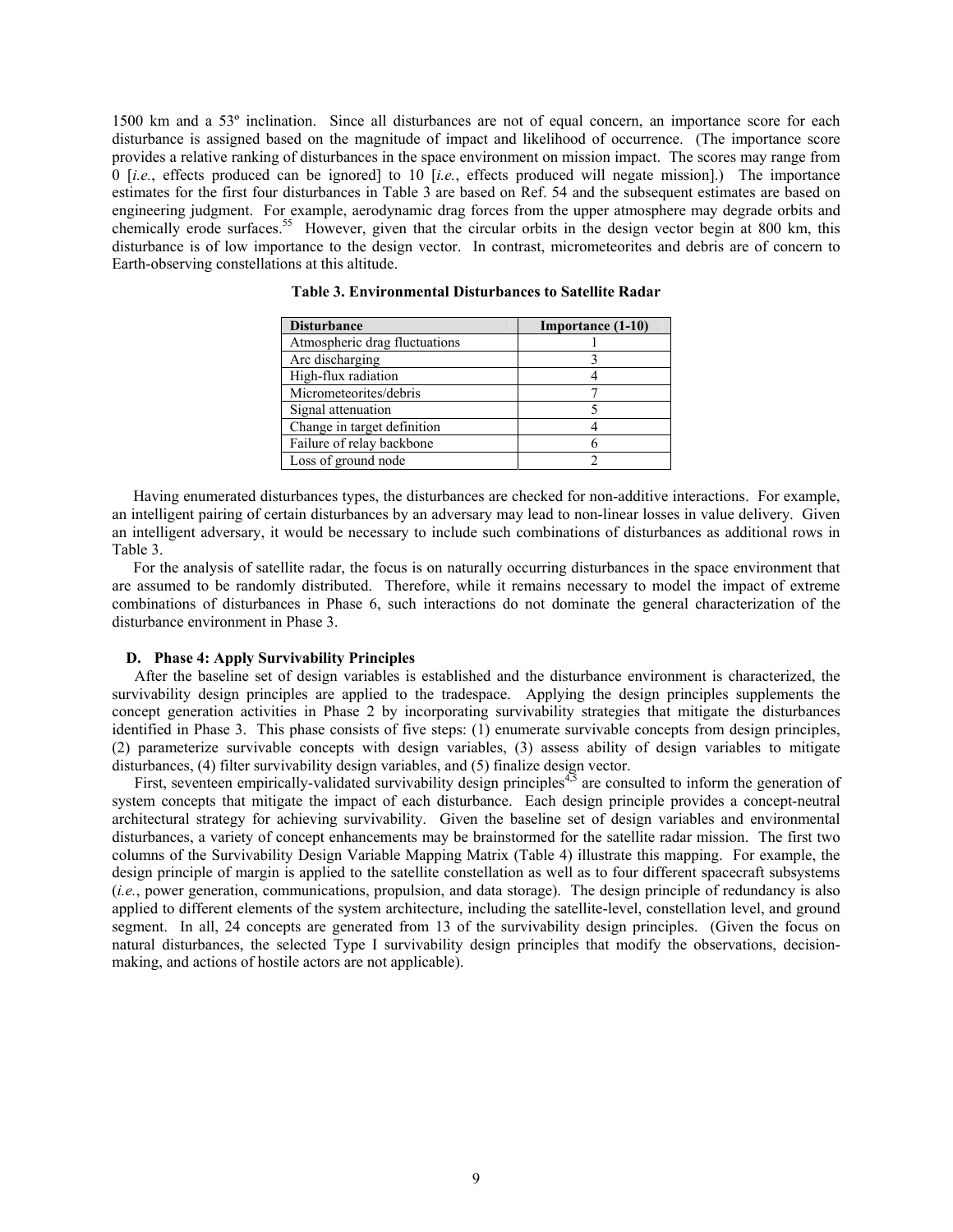1500 km and a 53º inclination. Since all disturbances are not of equal concern, an importance score for each disturbance is assigned based on the magnitude of impact and likelihood of occurrence. (The importance score provides a relative ranking of disturbances in the space environment on mission impact. The scores may range from 0 [*i.e.*, effects produced can be ignored] to 10 [*i.e.*, effects produced will negate mission].) The importance estimates for the first four disturbances in Table 3 are based on Ref. 54 and the subsequent estimates are based on engineering judgment. For example, aerodynamic drag forces from the upper atmosphere may degrade orbits and chemically erode surfaces.[55] However, given that the circular orbits in the design vector begin at 800 km, this disturbance is of low importance to the design vector. In contrast, micrometeorites and debris are of concern to Earth-observing constellations at this altitude.

**Table 3. Environmental Disturbances to Satellite Radar**

| Disturbance | Importance (1-10) |
|---|---|
| Atmospheric drag fluctuations | 1 |
| Arc discharging | 3 |
| High-flux radiation | 4 |
| Micrometeorites/debris | 7 |
| Signal attenuation | 5 |
| Change in target definition | 4 |
| Failure of relay backbone | 6 |
| Loss of ground node | 2 |

Having enumerated disturbances types, the disturbances are checked for non-additive interactions. For example, an intelligent pairing of certain disturbances by an adversary may lead to non-linear losses in value delivery. Given an intelligent adversary, it would be necessary to include such combinations of disturbances as additional rows in Table 3.

For the analysis of satellite radar, the focus is on naturally occurring disturbances in the space environment that are assumed to be randomly distributed. Therefore, while it remains necessary to model the impact of extreme combinations of disturbances in Phase 6, such interactions do not dominate the general characterization of the disturbance environment in Phase 3.

### D. Phase 4: Apply Survivability Principles

After the baseline set of design variables is established and the disturbance environment is characterized, the survivability design principles are applied to the tradespace. Applying the design principles supplements the concept generation activities in Phase 2 by incorporating survivability strategies that mitigate the disturbances identified in Phase 3. This phase consists of five steps: (1) enumerate survivable concepts from design principles, (2) parameterize survivable concepts with design variables, (3) assess ability of design variables to mitigate disturbances, (4) filter survivability design variables, and (5) finalize design vector.

First, seventeen empirically-validated survivability design principles[4,5] are consulted to inform the generation of system concepts that mitigate the impact of each disturbance. Each design principle provides a concept-neutral architectural strategy for achieving survivability. Given the baseline set of design variables and environmental disturbances, a variety of concept enhancements may be brainstormed for the satellite radar mission. The first two columns of the Survivability Design Variable Mapping Matrix (Table 4) illustrate this mapping. For example, the design principle of margin is applied to the satellite constellation as well as to four different spacecraft subsystems (*i.e.*, power generation, communications, propulsion, and data storage). The design principle of redundancy is also applied to different elements of the system architecture, including the satellite-level, constellation level, and ground segment. In all, 24 concepts are generated from 13 of the survivability design principles. (Given the focus on natural disturbances, the selected Type I survivability design principles that modify the observations, decision-making, and actions of hostile actors are not applicable).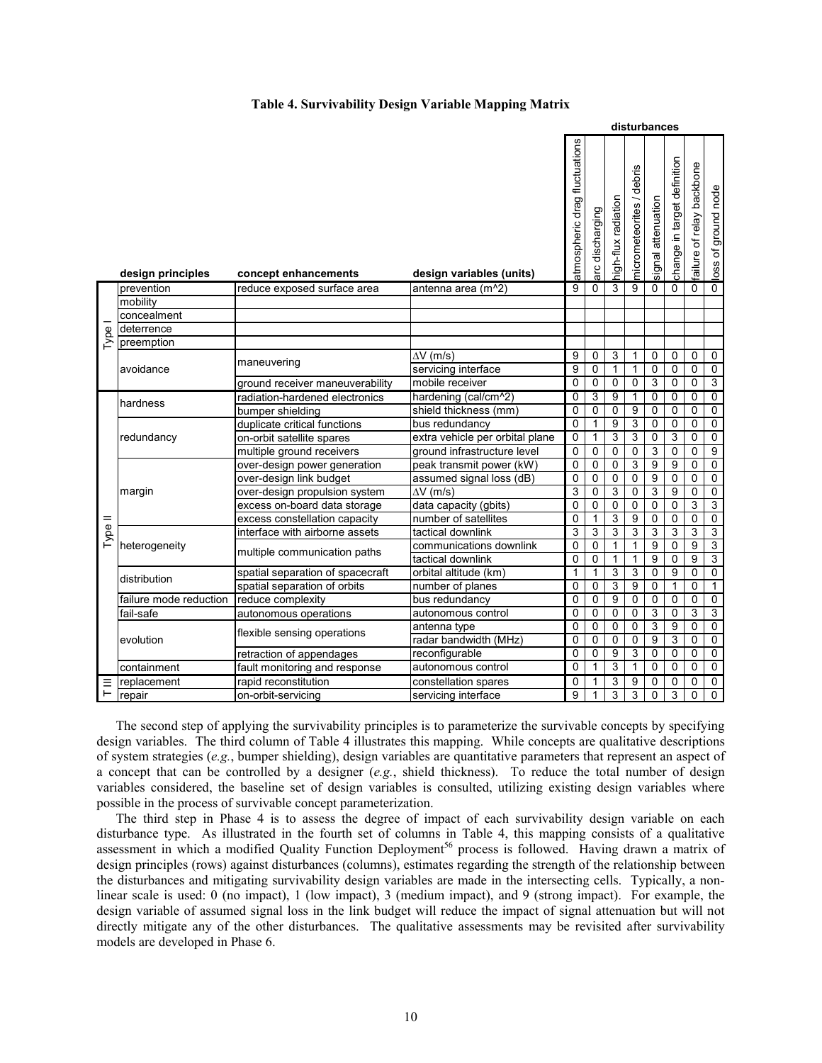**Table 4. Survivability Design Variable Mapping Matrix**

| | design principles | concept enhancements | design variables (units) | disturbances | | | | | | | |
|---|---|---|---|---|---|---|---|---|---|---|---|
| | | | | atmospheric drag fluctuations | arc discharging | high-flux radiation | micrometeorites / debris | signal attenuation | change in target definition | failure of relay backbone | loss of ground node |
| Type I | prevention | reduce exposed surface area | antenna area (m^2) | 9 | 0 | 3 | 9 | 0 | 0 | 0 | 0 |
| | mobility | | | | | | | | | | |
| | concealment | | | | | | | | | | |
| | deterrence | | | | | | | | | | |
| | preemption | | | | | | | | | | |
| | avoidance | maneuvering | ΔV (m/s) | 9 | 0 | 3 | 1 | 0 | 0 | 0 | 0 |
| | | | servicing interface | 9 | 0 | 1 | 1 | 0 | 0 | 0 | 0 |
| | | ground receiver maneuverability | mobile receiver | 0 | 0 | 0 | 0 | 3 | 0 | 0 | 3 |
| Type II | hardness | radiation-hardened electronics | hardening (cal/cm^2) | 0 | 3 | 9 | 1 | 0 | 0 | 0 | 0 |
| | | bumper shielding | shield thickness (mm) | 0 | 0 | 0 | 9 | 0 | 0 | 0 | 0 |
| | redundancy | duplicate critical functions | bus redundancy | 0 | 1 | 9 | 3 | 0 | 0 | 0 | 0 |
| | | on-orbit satellite spares | extra vehicle per orbital plane | 0 | 1 | 3 | 3 | 0 | 3 | 0 | 0 |
| | | multiple ground receivers | ground infrastructure level | 0 | 0 | 0 | 0 | 3 | 0 | 0 | 9 |
| | margin | over-design power generation | peak transmit power (kW) | 0 | 0 | 0 | 3 | 9 | 9 | 0 | 0 |
| | | over-design link budget | assumed signal loss (dB) | 0 | 0 | 0 | 0 | 9 | 0 | 0 | 0 |
| | | over-design propulsion system | ΔV (m/s) | 3 | 0 | 3 | 0 | 3 | 9 | 0 | 0 |
| | | excess on-board data storage | data capacity (gbits) | 0 | 0 | 0 | 0 | 0 | 0 | 3 | 3 |
| | | excess constellation capacity | number of satellites | 0 | 1 | 3 | 9 | 0 | 0 | 0 | 0 |
| | heterogeneity | interface with airborne assets | tactical downlink | 3 | 3 | 3 | 3 | 3 | 3 | 3 | 3 |
| | | multiple communication paths | communications downlink | 0 | 0 | 1 | 1 | 9 | 0 | 9 | 3 |
| | | | tactical downlink | 0 | 0 | 1 | 1 | 9 | 0 | 9 | 3 |
| | distribution | spatial separation of spacecraft | orbital altitude (km) | 1 | 1 | 3 | 3 | 0 | 9 | 0 | 0 |
| | | spatial separation of orbits | number of planes | 0 | 0 | 3 | 9 | 0 | 1 | 0 | 1 |
| | failure mode reduction | reduce complexity | bus redundancy | 0 | 0 | 9 | 0 | 0 | 0 | 0 | 0 |
| | fail-safe | autonomous operations | autonomous control | 0 | 0 | 0 | 0 | 3 | 0 | 3 | 3 |
| | evolution | flexible sensing operations | antenna type | 0 | 0 | 0 | 0 | 3 | 9 | 0 | 0 |
| | | | radar bandwidth (MHz) | 0 | 0 | 0 | 0 | 9 | 3 | 0 | 0 |
| | | retraction of appendages | reconfigurable | 0 | 0 | 9 | 3 | 0 | 0 | 0 | 0 |
| | containment | fault monitoring and response | autonomous control | 0 | 1 | 3 | 1 | 0 | 0 | 0 | 0 |
| T III | replacement | rapid reconstitution | constellation spares | 0 | 1 | 3 | 9 | 0 | 0 | 0 | 0 |
| | repair | on-orbit-servicing | servicing interface | 9 | 1 | 3 | 3 | 0 | 3 | 0 | 0 |

The second step of applying the survivability principles is to parameterize the survivable concepts by specifying design variables. The third column of Table 4 illustrates this mapping. While concepts are qualitative descriptions of system strategies (*e.g.*, bumper shielding), design variables are quantitative parameters that represent an aspect of a concept that can be controlled by a designer (*e.g.*, shield thickness). To reduce the total number of design variables considered, the baseline set of design variables is consulted, utilizing existing design variables where possible in the process of survivable concept parameterization.

The third step in Phase 4 is to assess the degree of impact of each survivability design variable on each disturbance type. As illustrated in the fourth set of columns in Table 4, this mapping consists of a qualitative assessment in which a modified Quality Function Deployment[56] process is followed. Having drawn a matrix of design principles (rows) against disturbances (columns), estimates regarding the strength of the relationship between the disturbances and mitigating survivability design variables are made in the intersecting cells. Typically, a non-linear scale is used: 0 (no impact), 1 (low impact), 3 (medium impact), and 9 (strong impact). For example, the design variable of assumed signal loss in the link budget will reduce the impact of signal attenuation but will not directly mitigate any of the other disturbances. The qualitative assessments may be revisited after survivability models are developed in Phase 6.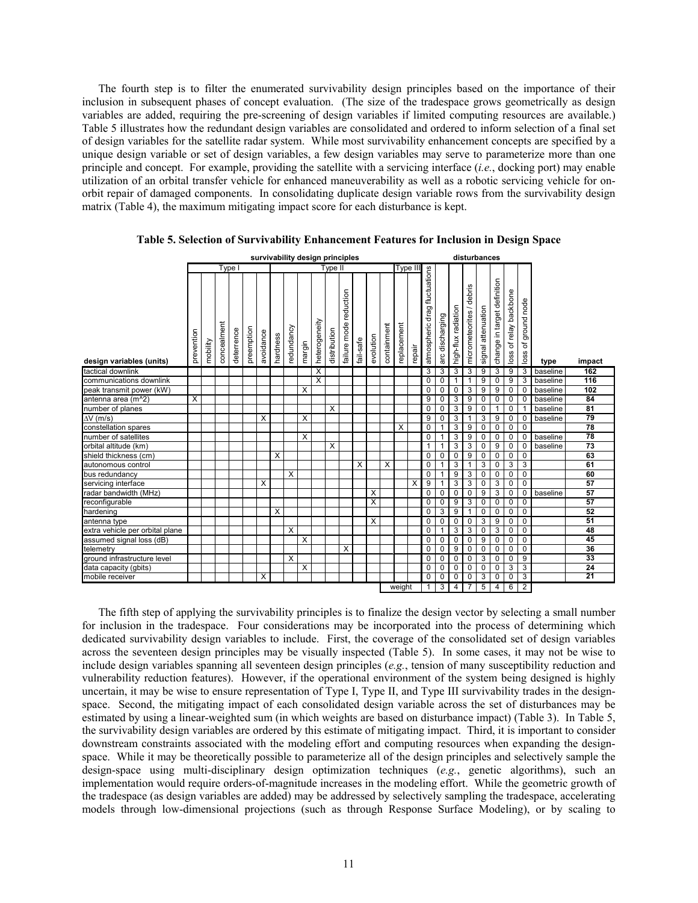The fourth step is to filter the enumerated survivability design principles based on the importance of their inclusion in subsequent phases of concept evaluation. (The size of the tradespace grows geometrically as design variables are added, requiring the pre-screening of design variables if limited computing resources are available.) Table 5 illustrates how the redundant design variables are consolidated and ordered to inform selection of a final set of design variables for the satellite radar system. While most survivability enhancement concepts are specified by a unique design variable or set of design variables, a few design variables may serve to parameterize more than one principle and concept. For example, providing the satellite with a servicing interface (*i.e.*, docking port) may enable utilization of an orbital transfer vehicle for enhanced maneuverability as well as a robotic servicing vehicle for on-orbit repair of damaged components. In consolidating duplicate design variable rows from the survivability design matrix (Table 4), the maximum mitigating impact score for each disturbance is kept.

**Table 5. Selection of Survivability Enhancement Features for Inclusion in Design Space**

| | survivability design principles | | | | | | | | | | | | | | | | | disturbances | | | | | | | | | |
|---|---|---|---|---|---|---|---|---|---|---|---|---|---|---|---|---|---|---|---|---|---|---|---|---|---|---|---|
| | Type I | | | | | | Type II | | | | | | | | | Type III | | | | | | | | | | | |
| design variables (units) | prevention | mobility | concealment | deterrence | preemption | avoidance | hardness | redundancy | margin | heterogeneity | distribution | failure mode reduction | fail-safe | evolution | containment | replacement | repair | atmospheric drag fluctuations | arc discharging | high-flux radiation | micrometeorites / debris | signal attenuation | change in target definition | loss of relay backbone | loss of ground node | type | impact |
| tactical downlink | | | | | | | | | | X | | | | | | | | 3 | 3 | 3 | 3 | 9 | 3 | 9 | 3 | baseline | 162 |
| communications downlink | | | | | | | | | | X | | | | | | | | 0 | 0 | 1 | 1 | 9 | 0 | 9 | 3 | baseline | 116 |
| peak transmit power (kW) | | | | | | | | | X | | | | | | | | | 0 | 0 | 0 | 3 | 9 | 9 | 0 | 0 | baseline | 102 |
| antenna area (m^2) | X | | | | | | | | | | | | | | | | | 9 | 0 | 3 | 9 | 0 | 0 | 0 | 0 | baseline | 84 |
| number of planes | | | | | | | | | | | X | | | | | | | 0 | 0 | 3 | 9 | 0 | 1 | 0 | 1 | baseline | 81 |
| ΔV (m/s) | | | | | | X | | | X | | | | | | | | | 9 | 0 | 3 | 1 | 3 | 9 | 0 | 0 | baseline | 79 |
| constellation spares | | | | | | | | | | | | | | | | X | | 0 | 1 | 3 | 9 | 0 | 0 | 0 | 0 | | 78 |
| number of satellites | | | | | | | | | X | | | | | | | | | 0 | 1 | 3 | 9 | 0 | 0 | 0 | 0 | baseline | 78 |
| orbital altitude (km) | | | | | | | | | | | X | | | | | | | 1 | 1 | 3 | 3 | 0 | 9 | 0 | 0 | baseline | 73 |
| shield thickness (cm) | | | | | | | X | | | | | | | | | | | 0 | 0 | 0 | 9 | 0 | 0 | 0 | 0 | | 63 |
| autonomous control | | | | | | | | | | | | | X | | X | | | 0 | 1 | 3 | 1 | 3 | 0 | 3 | 3 | | 61 |
| bus redundancy | | | | | | | | X | | | | | | | | | | 0 | 1 | 9 | 3 | 0 | 0 | 0 | 0 | | 60 |
| servicing interface | | | | | | X | | | | | | | | | | | X | 9 | 1 | 3 | 3 | 0 | 3 | 0 | 0 | | 57 |
| radar bandwidth (MHz) | | | | | | | | | | | | | | X | | | | 0 | 0 | 0 | 0 | 9 | 3 | 0 | 0 | baseline | 57 |
| reconfigurable | | | | | | | | | | | | | | X | | | | 0 | 0 | 9 | 3 | 0 | 0 | 0 | 0 | | 57 |
| hardening | | | | | | | X | | | | | | | | | | | 0 | 3 | 9 | 1 | 0 | 0 | 0 | 0 | | 52 |
| antenna type | | | | | | | | | | | | | X | | | | | 0 | 0 | 0 | 0 | 3 | 9 | 0 | 0 | | 51 |
| extra vehicle per orbital plane | | | | | | | | X | | | | | | | | | | 0 | 1 | 3 | 3 | 0 | 3 | 0 | 0 | | 48 |
| assumed signal loss (dB) | | | | | | | | | X | | | | | | | | | 0 | 0 | 0 | 0 | 9 | 0 | 0 | 0 | | 45 |
| telemetry | | | | | | | | | | | | X | | | | | | 0 | 0 | 9 | 0 | 0 | 0 | 0 | 0 | | 36 |
| ground infrastructure level | | | | | | | | X | | | | | | | | | | 0 | 0 | 0 | 0 | 3 | 0 | 0 | 9 | | 33 |
| data capacity (gbits) | | | | | | | | | X | | | | | | | | | 0 | 0 | 0 | 0 | 0 | 0 | 3 | 3 | | 24 |
| mobile receiver | | | | | | X | | | | | | | | | | | | 0 | 0 | 0 | 0 | 3 | 0 | 0 | 3 | | 21 |
| | | | | | | | | | | | | | | | | weight | | 1 | 3 | 4 | 7 | 5 | 4 | 6 | 2 | | |

The fifth step of applying the survivability principles is to finalize the design vector by selecting a small number for inclusion in the tradespace. Four considerations may be incorporated into the process of determining which dedicated survivability design variables to include. First, the coverage of the consolidated set of design variables across the seventeen design principles may be visually inspected (Table 5). In some cases, it may not be wise to include design variables spanning all seventeen design principles (*e.g.*, tension of many susceptibility reduction and vulnerability reduction features). However, if the operational environment of the system being designed is highly uncertain, it may be wise to ensure representation of Type I, Type II, and Type III survivability trades in the design-space. Second, the mitigating impact of each consolidated design variable across the set of disturbances may be estimated by using a linear-weighted sum (in which weights are based on disturbance impact) (Table 3). In Table 5, the survivability design variables are ordered by this estimate of mitigating impact. Third, it is important to consider downstream constraints associated with the modeling effort and computing resources when expanding the design-space. While it may be theoretically possible to parameterize all of the design principles and selectively sample the design-space using multi-disciplinary design optimization techniques (*e.g.*, genetic algorithms), such an implementation would require orders-of-magnitude increases in the modeling effort. While the geometric growth of the tradespace (as design variables are added) may be addressed by selectively sampling the tradespace, accelerating models through low-dimensional projections (such as through Response Surface Modeling), or by scaling to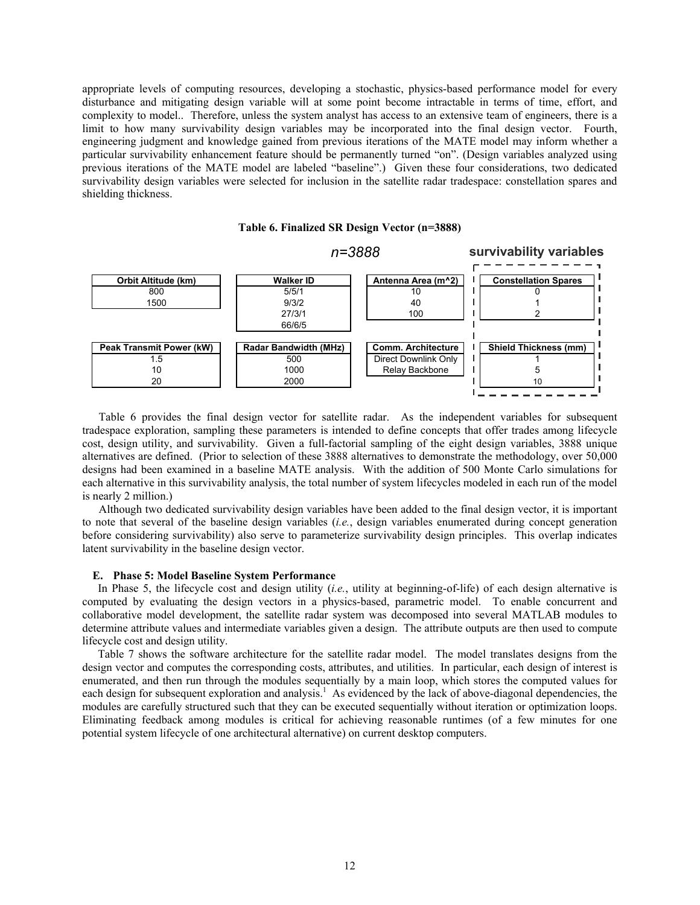appropriate levels of computing resources, developing a stochastic, physics-based performance model for every disturbance and mitigating design variable will at some point become intractable in terms of time, effort, and complexity to model.. Therefore, unless the system analyst has access to an extensive team of engineers, there is a limit to how many survivability design variables may be incorporated into the final design vector. Fourth, engineering judgment and knowledge gained from previous iterations of the MATE model may inform whether a particular survivability enhancement feature should be permanently turned "on". (Design variables analyzed using previous iterations of the MATE model are labeled "baseline".) Given these four considerations, two dedicated survivability design variables were selected for inclusion in the satellite radar tradespace: constellation spares and shielding thickness.

**Table 6. Finalized SR Design Vector (n=3888)**

*n=3888*

| Orbit Altitude (km) | Walker ID | Antenna Area (m^2) | Constellation Spares (survivability variable) |
|---|---|---|---|
| 800 | 5/5/1 | 10 | 0 |
| 1500 | 9/3/2 | 40 | 1 |
| | 27/3/1 | 100 | 2 |
| | 66/6/5 | | |

| Peak Transmit Power (kW) | Radar Bandwidth (MHz) | Comm. Architecture | Shield Thickness (mm) (survivability variable) |
|---|---|---|---|
| 1.5 | 500 | Direct Downlink Only | 1 |
| 10 | 1000 | Relay Backbone | 5 |
| 20 | 2000 | | 10 |

Table 6 provides the final design vector for satellite radar. As the independent variables for subsequent tradespace exploration, sampling these parameters is intended to define concepts that offer trades among lifecycle cost, design utility, and survivability. Given a full-factorial sampling of the eight design variables, 3888 unique alternatives are defined. (Prior to selection of these 3888 alternatives to demonstrate the methodology, over 50,000 designs had been examined in a baseline MATE analysis. With the addition of 500 Monte Carlo simulations for each alternative in this survivability analysis, the total number of system lifecycles modeled in each run of the model is nearly 2 million.)

Although two dedicated survivability design variables have been added to the final design vector, it is important to note that several of the baseline design variables (*i.e.*, design variables enumerated during concept generation before considering survivability) also serve to parameterize survivability design principles. This overlap indicates latent survivability in the baseline design vector.

### E. Phase 5: Model Baseline System Performance

In Phase 5, the lifecycle cost and design utility (*i.e.*, utility at beginning-of-life) of each design alternative is computed by evaluating the design vectors in a physics-based, parametric model. To enable concurrent and collaborative model development, the satellite radar system was decomposed into several MATLAB modules to determine attribute values and intermediate variables given a design. The attribute outputs are then used to compute lifecycle cost and design utility.

Table 7 shows the software architecture for the satellite radar model. The model translates designs from the design vector and computes the corresponding costs, attributes, and utilities. In particular, each design of interest is enumerated, and then run through the modules sequentially by a main loop, which stores the computed values for each design for subsequent exploration and analysis.[1] As evidenced by the lack of above-diagonal dependencies, the modules are carefully structured such that they can be executed sequentially without iteration or optimization loops. Eliminating feedback among modules is critical for achieving reasonable runtimes (of a few minutes for one potential system lifecycle of one architectural alternative) on current desktop computers.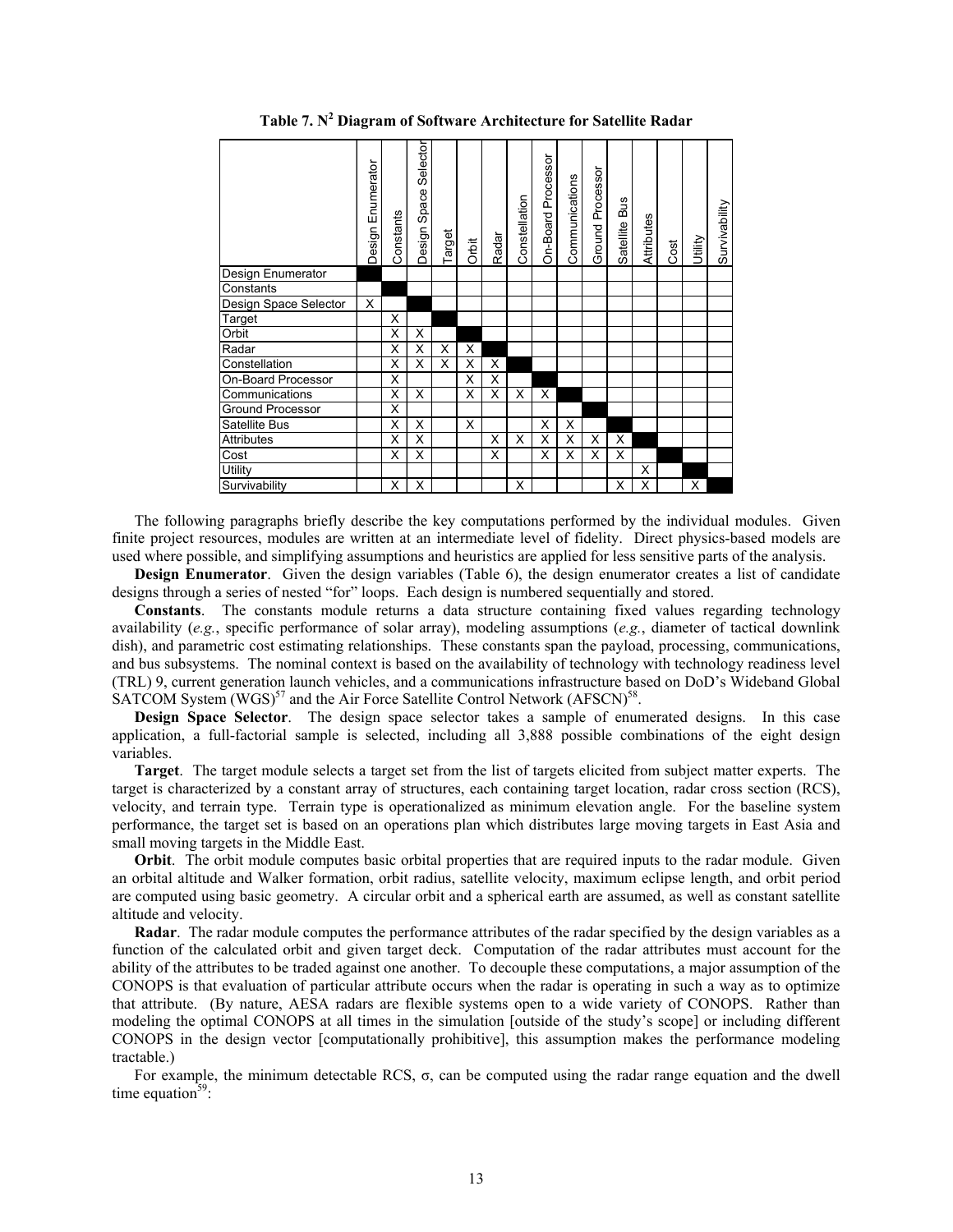**Table 7. N[2] Diagram of Software Architecture for Satellite Radar**

| | Design Enumerator | Constants | Design Space Selector | Target | Orbit | Radar | Constellation | On-Board Processor | Communications | Ground Processor | Satellite Bus | Attributes | Cost | Utility | Survivability |
|---|---|---|---|---|---|---|---|---|---|---|---|---|---|---|---|
| Design Enumerator | ■ | | | | | | | | | | | | | | |
| Constants | | ■ | | | | | | | | | | | | | |
| Design Space Selector | X | | ■ | | | | | | | | | | | | |
| Target | | X | | ■ | | | | | | | | | | | |
| Orbit | | X | X | | ■ | | | | | | | | | | |
| Radar | | X | X | X | X | ■ | | | | | | | | | |
| Constellation | | X | X | X | X | X | ■ | | | | | | | | |
| On-Board Processor | | X | | | X | X | | ■ | | | | | | | |
| Communications | | X | X | | X | X | X | X | ■ | | | | | | |
| Ground Processor | | X | | | | | | | | ■ | | | | | |
| Satellite Bus | | X | X | | X | | | X | X | | ■ | | | | |
| Attributes | | X | X | | | X | X | X | X | X | X | ■ | | | |
| Cost | | X | X | | | X | | X | X | X | X | | ■ | | |
| Utility | | | | | | | | | | | | X | | ■ | |
| Survivability | | X | X | | | | X | | | | X | X | | X | ■ |

The following paragraphs briefly describe the key computations performed by the individual modules. Given finite project resources, modules are written at an intermediate level of fidelity. Direct physics-based models are used where possible, and simplifying assumptions and heuristics are applied for less sensitive parts of the analysis.

**Design Enumerator**. Given the design variables (Table 6), the design enumerator creates a list of candidate designs through a series of nested "for" loops. Each design is numbered sequentially and stored.

**Constants**. The constants module returns a data structure containing fixed values regarding technology availability (*e.g.*, specific performance of solar array), modeling assumptions (*e.g.*, diameter of tactical downlink dish), and parametric cost estimating relationships. These constants span the payload, processing, communications, and bus subsystems. The nominal context is based on the availability of technology with technology readiness level (TRL) 9, current generation launch vehicles, and a communications infrastructure based on DoD's Wideband Global SATCOM System (WGS)[57] and the Air Force Satellite Control Network (AFSCN)[58].

**Design Space Selector**. The design space selector takes a sample of enumerated designs. In this case application, a full-factorial sample is selected, including all 3,888 possible combinations of the eight design variables.

**Target**. The target module selects a target set from the list of targets elicited from subject matter experts. The target is characterized by a constant array of structures, each containing target location, radar cross section (RCS), velocity, and terrain type. Terrain type is operationalized as minimum elevation angle. For the baseline system performance, the target set is based on an operations plan which distributes large moving targets in East Asia and small moving targets in the Middle East.

**Orbit**. The orbit module computes basic orbital properties that are required inputs to the radar module. Given an orbital altitude and Walker formation, orbit radius, satellite velocity, maximum eclipse length, and orbit period are computed using basic geometry. A circular orbit and a spherical earth are assumed, as well as constant satellite altitude and velocity.

**Radar**. The radar module computes the performance attributes of the radar specified by the design variables as a function of the calculated orbit and given target deck. Computation of the radar attributes must account for the ability of the attributes to be traded against one another. To decouple these computations, a major assumption of the CONOPS is that evaluation of particular attribute occurs when the radar is operating in such a way as to optimize that attribute. (By nature, AESA radars are flexible systems open to a wide variety of CONOPS. Rather than modeling the optimal CONOPS at all times in the simulation [outside of the study's scope] or including different CONOPS in the design vector [computationally prohibitive], this assumption makes the performance modeling tractable.)

For example, the minimum detectable RCS, $\sigma$, can be computed using the radar range equation and the dwell time equation[59]: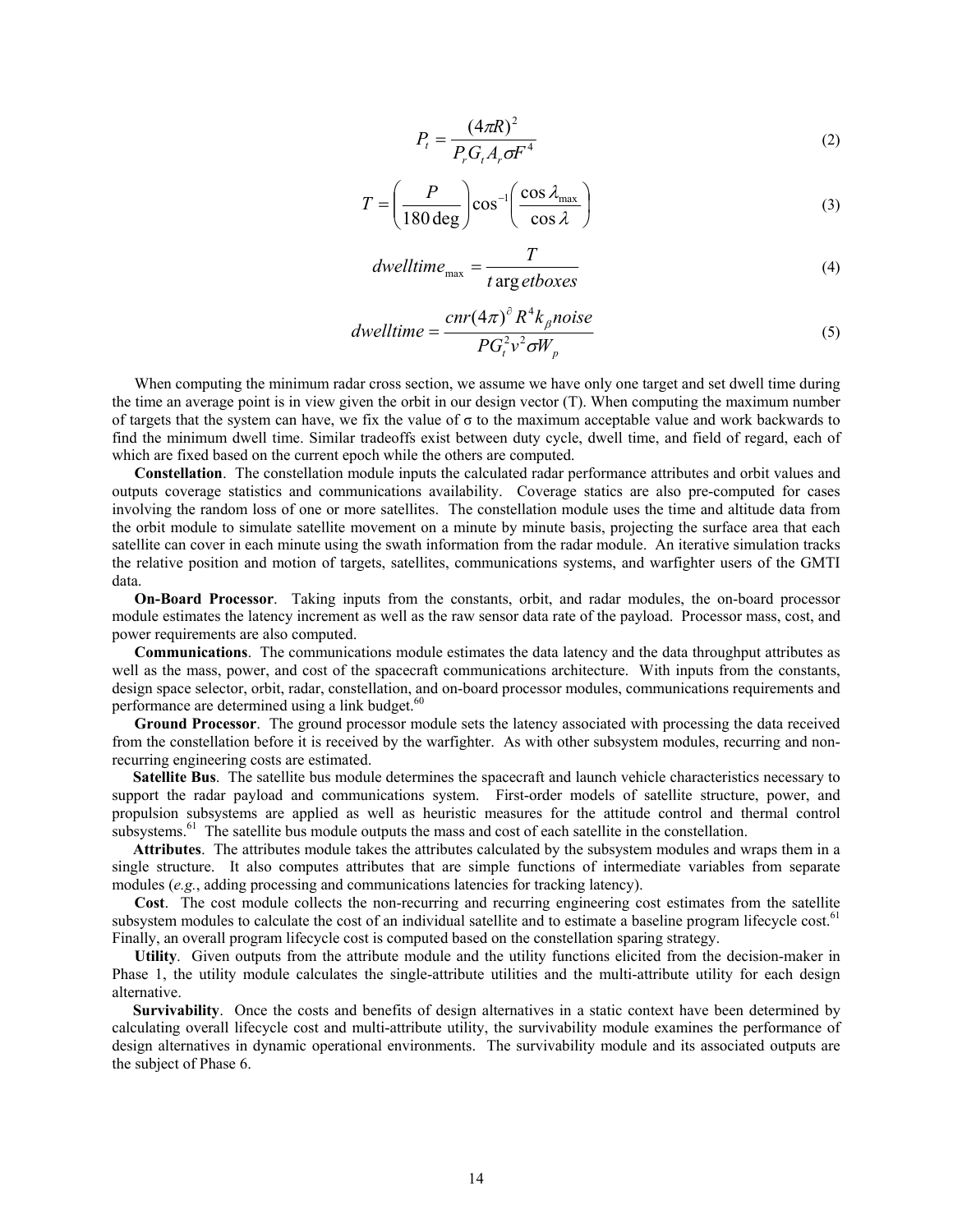$$P_t = \frac{(4\pi R)^2}{P_r G_t A_r \sigma F^4} \tag{2}$$

$$T = \left(\frac{P}{180\deg}\right)\cos^{-1}\left(\frac{\cos\lambda_{\max}}{\cos\lambda}\right) \tag{3}$$

$$dwelltime_{\max} = \frac{T}{t\arg etboxes} \tag{4}$$

$$dwelltime = \frac{cnr(4\pi)^{\partial} R^4 k_{\beta} noise}{P G_t^2 v^2 \sigma W_p} \tag{5}$$

When computing the minimum radar cross section, we assume we have only one target and set dwell time during the time an average point is in view given the orbit in our design vector (T). When computing the maximum number of targets that the system can have, we fix the value of σ to the maximum acceptable value and work backwards to find the minimum dwell time. Similar tradeoffs exist between duty cycle, dwell time, and field of regard, each of which are fixed based on the current epoch while the others are computed.

**Constellation**. The constellation module inputs the calculated radar performance attributes and orbit values and outputs coverage statistics and communications availability. Coverage statics are also pre-computed for cases involving the random loss of one or more satellites. The constellation module uses the time and altitude data from the orbit module to simulate satellite movement on a minute by minute basis, projecting the surface area that each satellite can cover in each minute using the swath information from the radar module. An iterative simulation tracks the relative position and motion of targets, satellites, communications systems, and warfighter users of the GMTI data.

**On-Board Processor**. Taking inputs from the constants, orbit, and radar modules, the on-board processor module estimates the latency increment as well as the raw sensor data rate of the payload. Processor mass, cost, and power requirements are also computed.

**Communications**. The communications module estimates the data latency and the data throughput attributes as well as the mass, power, and cost of the spacecraft communications architecture. With inputs from the constants, design space selector, orbit, radar, constellation, and on-board processor modules, communications requirements and performance are determined using a link budget.[60]

**Ground Processor**. The ground processor module sets the latency associated with processing the data received from the constellation before it is received by the warfighter. As with other subsystem modules, recurring and non-recurring engineering costs are estimated.

**Satellite Bus**. The satellite bus module determines the spacecraft and launch vehicle characteristics necessary to support the radar payload and communications system. First-order models of satellite structure, power, and propulsion subsystems are applied as well as heuristic measures for the attitude control and thermal control subsystems.[61] The satellite bus module outputs the mass and cost of each satellite in the constellation.

**Attributes**. The attributes module takes the attributes calculated by the subsystem modules and wraps them in a single structure. It also computes attributes that are simple functions of intermediate variables from separate modules (*e.g.*, adding processing and communications latencies for tracking latency).

**Cost**. The cost module collects the non-recurring and recurring engineering cost estimates from the satellite subsystem modules to calculate the cost of an individual satellite and to estimate a baseline program lifecycle cost.[61] Finally, an overall program lifecycle cost is computed based on the constellation sparing strategy.

**Utility**. Given outputs from the attribute module and the utility functions elicited from the decision-maker in Phase 1, the utility module calculates the single-attribute utilities and the multi-attribute utility for each design alternative.

**Survivability**. Once the costs and benefits of design alternatives in a static context have been determined by calculating overall lifecycle cost and multi-attribute utility, the survivability module examines the performance of design alternatives in dynamic operational environments. The survivability module and its associated outputs are the subject of Phase 6.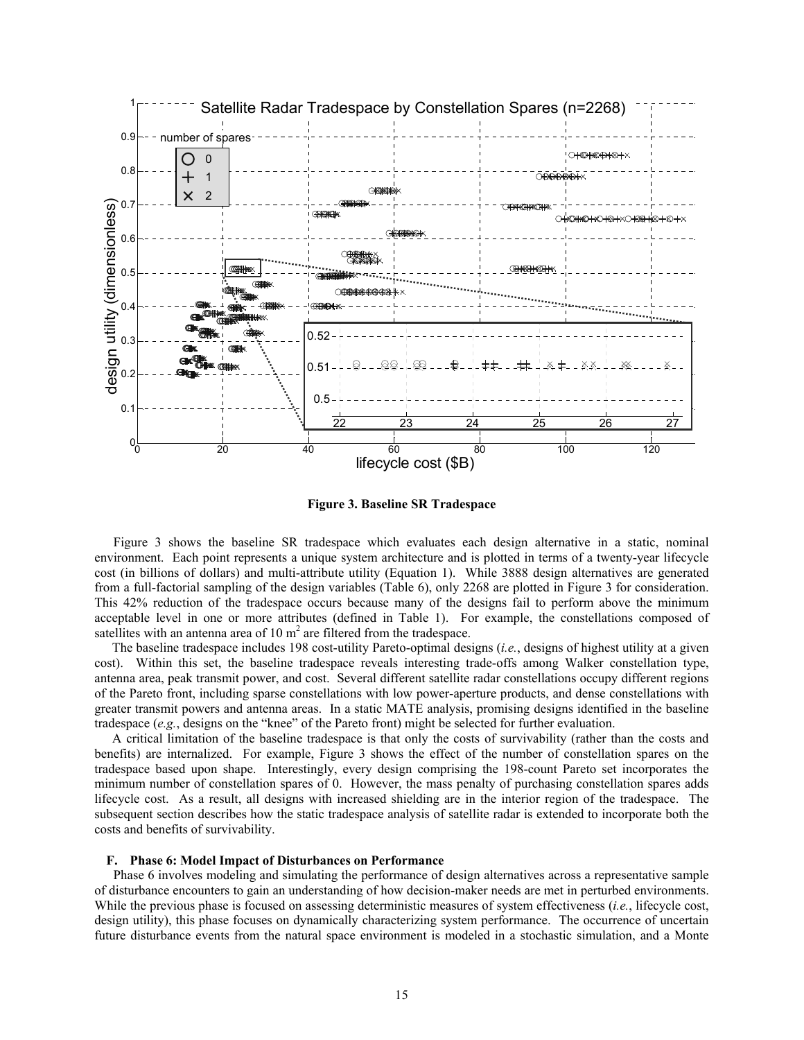**Figure 3. Baseline SR Tradespace**

Figure 3 shows the baseline SR tradespace which evaluates each design alternative in a static, nominal environment. Each point represents a unique system architecture and is plotted in terms of a twenty-year lifecycle cost (in billions of dollars) and multi-attribute utility (Equation 1). While 3888 design alternatives are generated from a full-factorial sampling of the design variables (Table 6), only 2268 are plotted in Figure 3 for consideration. This 42% reduction of the tradespace occurs because many of the designs fail to perform above the minimum acceptable level in one or more attributes (defined in Table 1). For example, the constellations composed of satellites with an antenna area of 10 m$^2$ are filtered from the tradespace.

The baseline tradespace includes 198 cost-utility Pareto-optimal designs (*i.e.*, designs of highest utility at a given cost). Within this set, the baseline tradespace reveals interesting trade-offs among Walker constellation type, antenna area, peak transmit power, and cost. Several different satellite radar constellations occupy different regions of the Pareto front, including sparse constellations with low power-aperture products, and dense constellations with greater transmit powers and antenna areas. In a static MATE analysis, promising designs identified in the baseline tradespace (*e.g.*, designs on the "knee" of the Pareto front) might be selected for further evaluation.

A critical limitation of the baseline tradespace is that only the costs of survivability (rather than the costs and benefits) are internalized. For example, Figure 3 shows the effect of the number of constellation spares on the tradespace based upon shape. Interestingly, every design comprising the 198-count Pareto set incorporates the minimum number of constellation spares of 0. However, the mass penalty of purchasing constellation spares adds lifecycle cost. As a result, all designs with increased shielding are in the interior region of the tradespace. The subsequent section describes how the static tradespace analysis of satellite radar is extended to incorporate both the costs and benefits of survivability.

### F. Phase 6: Model Impact of Disturbances on Performance

Phase 6 involves modeling and simulating the performance of design alternatives across a representative sample of disturbance encounters to gain an understanding of how decision-maker needs are met in perturbed environments. While the previous phase is focused on assessing deterministic measures of system effectiveness (*i.e.*, lifecycle cost, design utility), this phase focuses on dynamically characterizing system performance. The occurrence of uncertain future disturbance events from the natural space environment is modeled in a stochastic simulation, and a Monte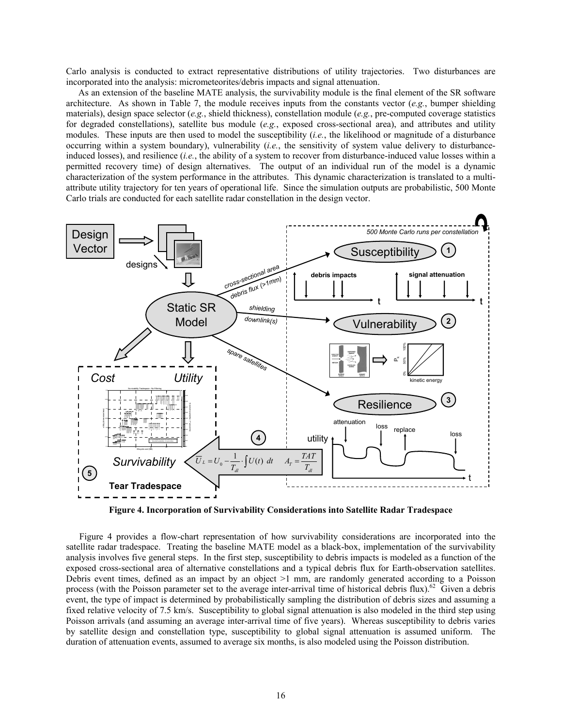Carlo analysis is conducted to extract representative distributions of utility trajectories. Two disturbances are incorporated into the analysis: micrometeorites/debris impacts and signal attenuation.

As an extension of the baseline MATE analysis, the survivability module is the final element of the SR software architecture. As shown in Table 7, the module receives inputs from the constants vector (*e.g.*, bumper shielding materials), design space selector (*e.g.*, shield thickness), constellation module (*e.g.*, pre-computed coverage statistics for degraded constellations), satellite bus module (*e.g.*, exposed cross-sectional area), and attributes and utility modules. These inputs are then used to model the susceptibility (*i.e.*, the likelihood or magnitude of a disturbance occurring within a system boundary), vulnerability (*i.e.*, the sensitivity of system value delivery to disturbance-induced losses), and resilience (*i.e.*, the ability of a system to recover from disturbance-induced value losses within a permitted recovery time) of design alternatives. The output of an individual run of the model is a dynamic characterization of the system performance in the attributes. This dynamic characterization is translated to a multi-attribute utility trajectory for ten years of operational life. Since the simulation outputs are probabilistic, 500 Monte Carlo trials are conducted for each satellite radar constellation in the design vector.

$$\overline{U}_L = U_0 - \frac{1}{T_{dl}} \cdot \int U(t)\ dt \qquad A_T = \frac{TAT}{T_{dl}}$$

**Figure 4. Incorporation of Survivability Considerations into Satellite Radar Tradespace**

Figure 4 provides a flow-chart representation of how survivability considerations are incorporated into the satellite radar tradespace. Treating the baseline MATE model as a black-box, implementation of the survivability analysis involves five general steps. In the first step, susceptibility to debris impacts is modeled as a function of the exposed cross-sectional area of alternative constellations and a typical debris flux for Earth-observation satellites. Debris event times, defined as an impact by an object >1 mm, are randomly generated according to a Poisson process (with the Poisson parameter set to the average inter-arrival time of historical debris flux).[62] Given a debris event, the type of impact is determined by probabilistically sampling the distribution of debris sizes and assuming a fixed relative velocity of 7.5 km/s. Susceptibility to global signal attenuation is also modeled in the third step using Poisson arrivals (and assuming an average inter-arrival time of five years). Whereas susceptibility to debris varies by satellite design and constellation type, susceptibility to global signal attenuation is assumed uniform. The duration of attenuation events, assumed to average six months, is also modeled using the Poisson distribution.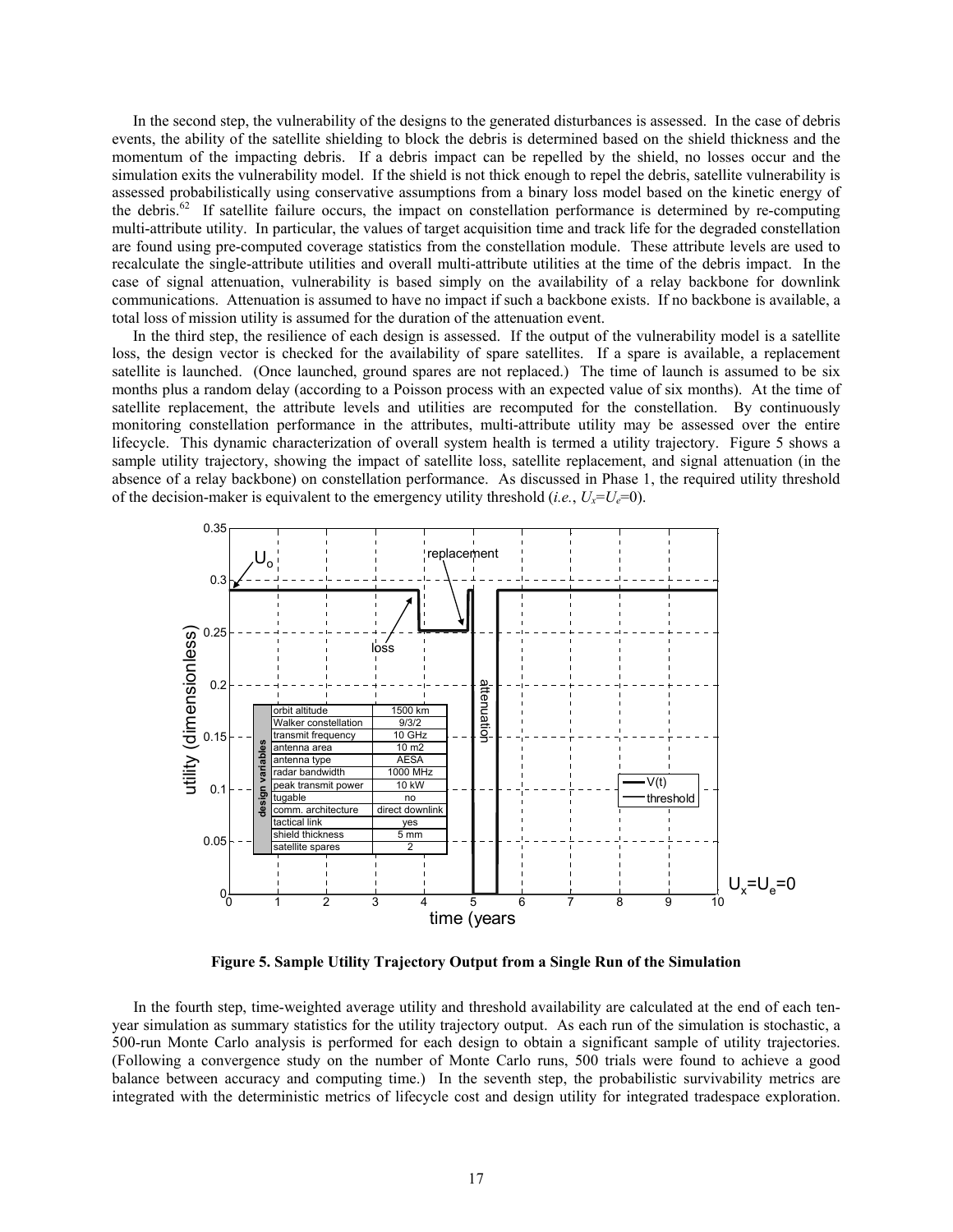In the second step, the vulnerability of the designs to the generated disturbances is assessed. In the case of debris events, the ability of the satellite shielding to block the debris is determined based on the shield thickness and the momentum of the impacting debris. If a debris impact can be repelled by the shield, no losses occur and the simulation exits the vulnerability model. If the shield is not thick enough to repel the debris, satellite vulnerability is assessed probabilistically using conservative assumptions from a binary loss model based on the kinetic energy of the debris.[62] If satellite failure occurs, the impact on constellation performance is determined by re-computing multi-attribute utility. In particular, the values of target acquisition time and track life for the degraded constellation are found using pre-computed coverage statistics from the constellation module. These attribute levels are used to recalculate the single-attribute utilities and overall multi-attribute utilities at the time of the debris impact. In the case of signal attenuation, vulnerability is based simply on the availability of a relay backbone for downlink communications. Attenuation is assumed to have no impact if such a backbone exists. If no backbone is available, a total loss of mission utility is assumed for the duration of the attenuation event.

In the third step, the resilience of each design is assessed. If the output of the vulnerability model is a satellite loss, the design vector is checked for the availability of spare satellites. If a spare is available, a replacement satellite is launched. (Once launched, ground spares are not replaced.) The time of launch is assumed to be six months plus a random delay (according to a Poisson process with an expected value of six months). At the time of satellite replacement, the attribute levels and utilities are recomputed for the constellation. By continuously monitoring constellation performance in the attributes, multi-attribute utility may be assessed over the entire lifecycle. This dynamic characterization of overall system health is termed a utility trajectory. Figure 5 shows a sample utility trajectory, showing the impact of satellite loss, satellite replacement, and signal attenuation (in the absence of a relay backbone) on constellation performance. As discussed in Phase 1, the required utility threshold of the decision-maker is equivalent to the emergency utility threshold (*i.e.*, $U_x$=$U_e$=0).

utility (dimensionless)
0.35
0.3
0.25
0.2
0.15
0.1
0.05
0
time (years
0 1 2 3 4 5 6 7 8 9 10
$U_o$
replacement
loss
attenuation
$U_x$=$U_e$=0
V(t)
threshold
design variables
orbit altitude 1500 km
Walker constellation 9/3/2
transmit frequency 10 GHz
antenna area 10 m2
antenna type AESA
radar bandwidth 1000 MHz
peak transmit power 10 kW
tugable no
comm. architecture direct downlink
tactical link yes
shield thickness 5 mm
satellite spares 2

**Figure 5. Sample Utility Trajectory Output from a Single Run of the Simulation**

In the fourth step, time-weighted average utility and threshold availability are calculated at the end of each ten-year simulation as summary statistics for the utility trajectory output. As each run of the simulation is stochastic, a 500-run Monte Carlo analysis is performed for each design to obtain a significant sample of utility trajectories. (Following a convergence study on the number of Monte Carlo runs, 500 trials were found to achieve a good balance between accuracy and computing time.) In the seventh step, the probabilistic survivability metrics are integrated with the deterministic metrics of lifecycle cost and design utility for integrated tradespace exploration.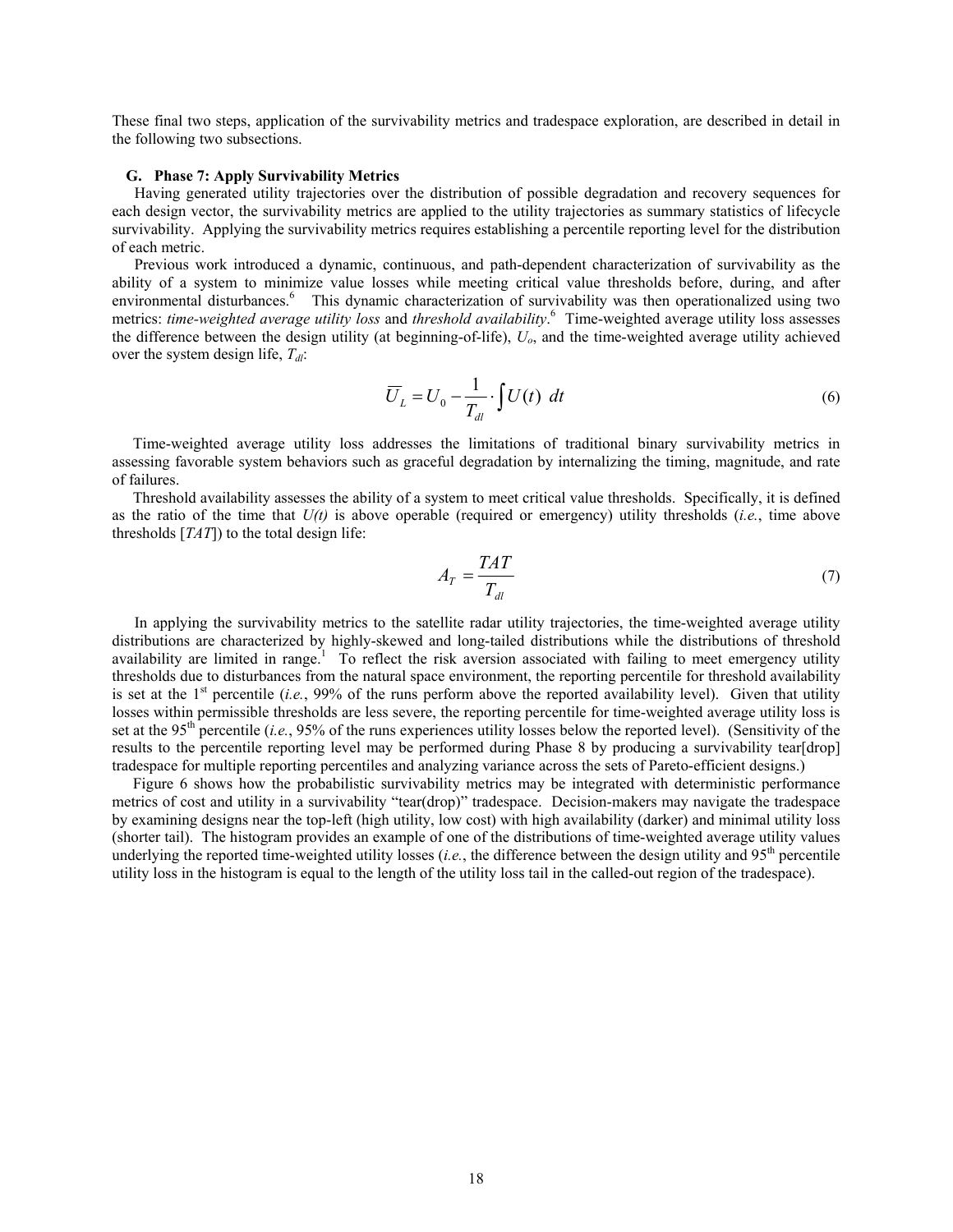These final two steps, application of the survivability metrics and tradespace exploration, are described in detail in the following two subsections.

### G. Phase 7: Apply Survivability Metrics

Having generated utility trajectories over the distribution of possible degradation and recovery sequences for each design vector, the survivability metrics are applied to the utility trajectories as summary statistics of lifecycle survivability. Applying the survivability metrics requires establishing a percentile reporting level for the distribution of each metric.

Previous work introduced a dynamic, continuous, and path-dependent characterization of survivability as the ability of a system to minimize value losses while meeting critical value thresholds before, during, and after environmental disturbances.[6] This dynamic characterization of survivability was then operationalized using two metrics: *time-weighted average utility loss* and *threshold availability*.[6] Time-weighted average utility loss assesses the difference between the design utility (at beginning-of-life), $U_o$, and the time-weighted average utility achieved over the system design life, $T_{dl}$:

$$\overline{U_L} = U_0 - \frac{1}{T_{dl}} \cdot \int U(t)\ dt \tag{6}$$

Time-weighted average utility loss addresses the limitations of traditional binary survivability metrics in assessing favorable system behaviors such as graceful degradation by internalizing the timing, magnitude, and rate of failures.

Threshold availability assesses the ability of a system to meet critical value thresholds. Specifically, it is defined as the ratio of the time that $U(t)$ is above operable (required or emergency) utility thresholds (*i.e.*, time above thresholds [*TAT*]) to the total design life:

$$A_T = \frac{TAT}{T_{dl}} \tag{7}$$

In applying the survivability metrics to the satellite radar utility trajectories, the time-weighted average utility distributions are characterized by highly-skewed and long-tailed distributions while the distributions of threshold availability are limited in range.[1] To reflect the risk aversion associated with failing to meet emergency utility thresholds due to disturbances from the natural space environment, the reporting percentile for threshold availability is set at the 1st percentile (*i.e.*, 99% of the runs perform above the reported availability level). Given that utility losses within permissible thresholds are less severe, the reporting percentile for time-weighted average utility loss is set at the 95th percentile (*i.e.*, 95% of the runs experiences utility losses below the reported level). (Sensitivity of the results to the percentile reporting level may be performed during Phase 8 by producing a survivability tear[drop] tradespace for multiple reporting percentiles and analyzing variance across the sets of Pareto-efficient designs.)

Figure 6 shows how the probabilistic survivability metrics may be integrated with deterministic performance metrics of cost and utility in a survivability "tear(drop)" tradespace. Decision-makers may navigate the tradespace by examining designs near the top-left (high utility, low cost) with high availability (darker) and minimal utility loss (shorter tail). The histogram provides an example of one of the distributions of time-weighted average utility values underlying the reported time-weighted utility losses (*i.e.*, the difference between the design utility and 95th percentile utility loss in the histogram is equal to the length of the utility loss tail in the called-out region of the tradespace).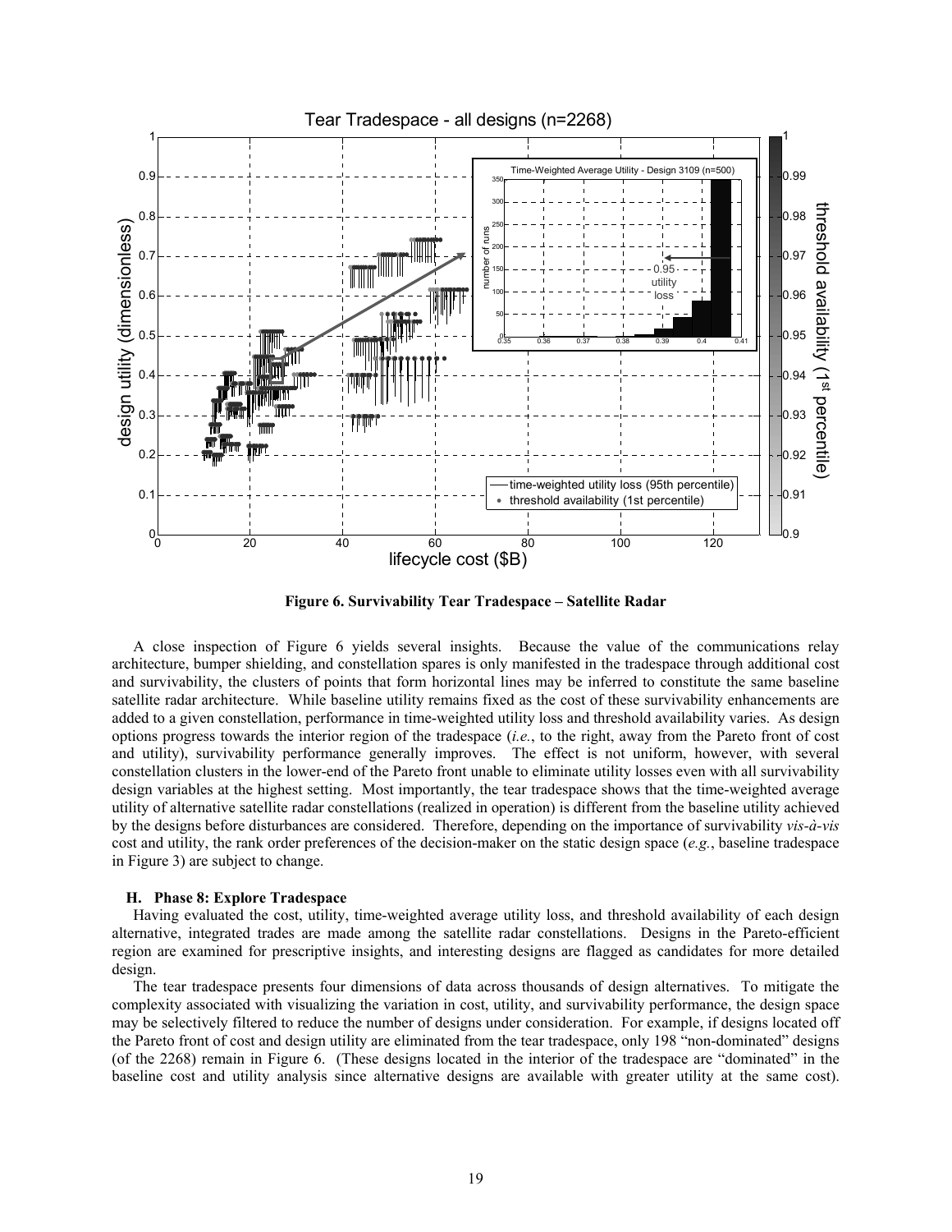Tear Tradespace - all designs (n=2268)

design utility (dimensionless)

lifecycle cost ($B)

threshold availability (1st percentile)

Time-Weighted Average Utility - Design 3109 (n=500)

number of runs

0.95 utility loss

time-weighted utility loss (95th percentile)

threshold availability (1st percentile)

0 20 40 60 80 100 120

0 0.1 0.2 0.3 0.4 0.5 0.6 0.7 0.8 0.9 1

0.9 0.91 0.92 0.93 0.94 0.95 0.96 0.97 0.98 0.99 1

0.35 0.36 0.37 0.38 0.39 0.4 0.41

0 50 100 150 200 250 300 350

**Figure 6. Survivability Tear Tradespace – Satellite Radar**

A close inspection of Figure 6 yields several insights. Because the value of the communications relay architecture, bumper shielding, and constellation spares is only manifested in the tradespace through additional cost and survivability, the clusters of points that form horizontal lines may be inferred to constitute the same baseline satellite radar architecture. While baseline utility remains fixed as the cost of these survivability enhancements are added to a given constellation, performance in time-weighted utility loss and threshold availability varies. As design options progress towards the interior region of the tradespace (*i.e.*, to the right, away from the Pareto front of cost and utility), survivability performance generally improves. The effect is not uniform, however, with several constellation clusters in the lower-end of the Pareto front unable to eliminate utility losses even with all survivability design variables at the highest setting. Most importantly, the tear tradespace shows that the time-weighted average utility of alternative satellite radar constellations (realized in operation) is different from the baseline utility achieved by the designs before disturbances are considered. Therefore, depending on the importance of survivability *vis-à-vis* cost and utility, the rank order preferences of the decision-maker on the static design space (*e.g.*, baseline tradespace in Figure 3) are subject to change.

### H. Phase 8: Explore Tradespace

Having evaluated the cost, utility, time-weighted average utility loss, and threshold availability of each design alternative, integrated trades are made among the satellite radar constellations. Designs in the Pareto-efficient region are examined for prescriptive insights, and interesting designs are flagged as candidates for more detailed design.

The tear tradespace presents four dimensions of data across thousands of design alternatives. To mitigate the complexity associated with visualizing the variation in cost, utility, and survivability performance, the design space may be selectively filtered to reduce the number of designs under consideration. For example, if designs located off the Pareto front of cost and design utility are eliminated from the tear tradespace, only 198 "non-dominated" designs (of the 2268) remain in Figure 6. (These designs located in the interior of the tradespace are "dominated" in the baseline cost and utility analysis since alternative designs are available with greater utility at the same cost).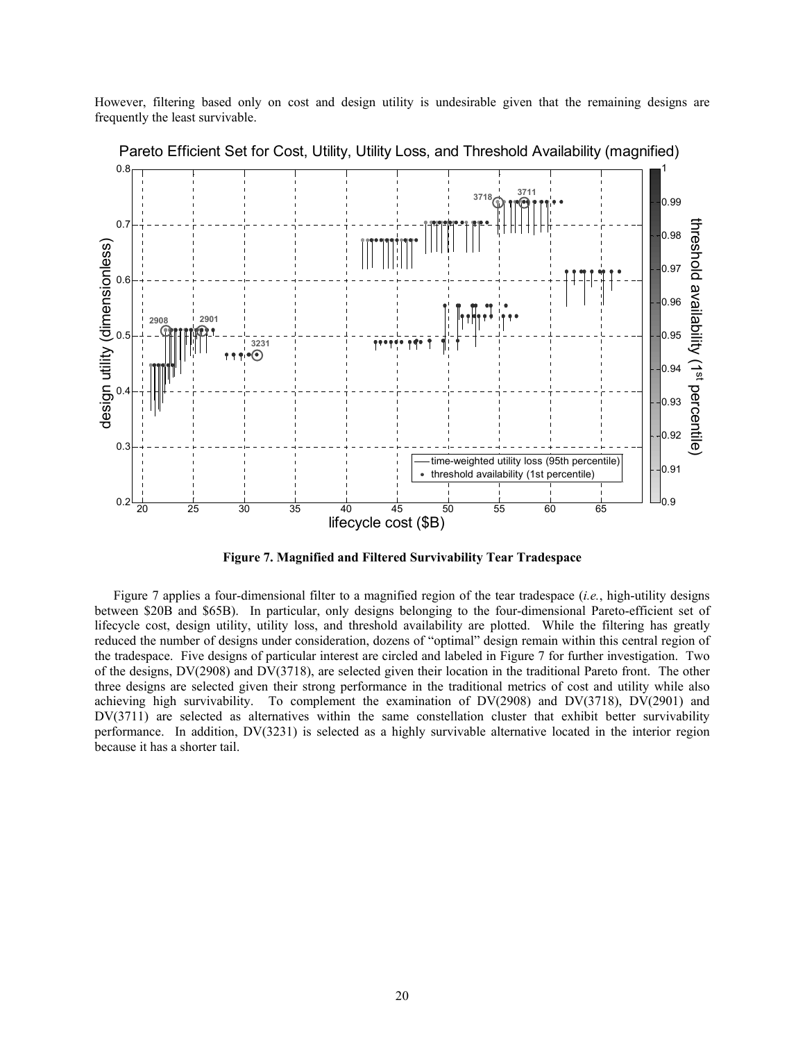However, filtering based only on cost and design utility is undesirable given that the remaining designs are frequently the least survivable.

**Figure 7. Magnified and Filtered Survivability Tear Tradespace**

Figure 7 applies a four-dimensional filter to a magnified region of the tear tradespace (*i.e.*, high-utility designs between \$20B and \$65B). In particular, only designs belonging to the four-dimensional Pareto-efficient set of lifecycle cost, design utility, utility loss, and threshold availability are plotted. While the filtering has greatly reduced the number of designs under consideration, dozens of "optimal" design remain within this central region of the tradespace. Five designs of particular interest are circled and labeled in Figure 7 for further investigation. Two of the designs, DV(2908) and DV(3718), are selected given their location in the traditional Pareto front. The other three designs are selected given their strong performance in the traditional metrics of cost and utility while also achieving high survivability. To complement the examination of DV(2908) and DV(3718), DV(2901) and DV(3711) are selected as alternatives within the same constellation cluster that exhibit better survivability performance. In addition, DV(3231) is selected as a highly survivable alternative located in the interior region because it has a shorter tail.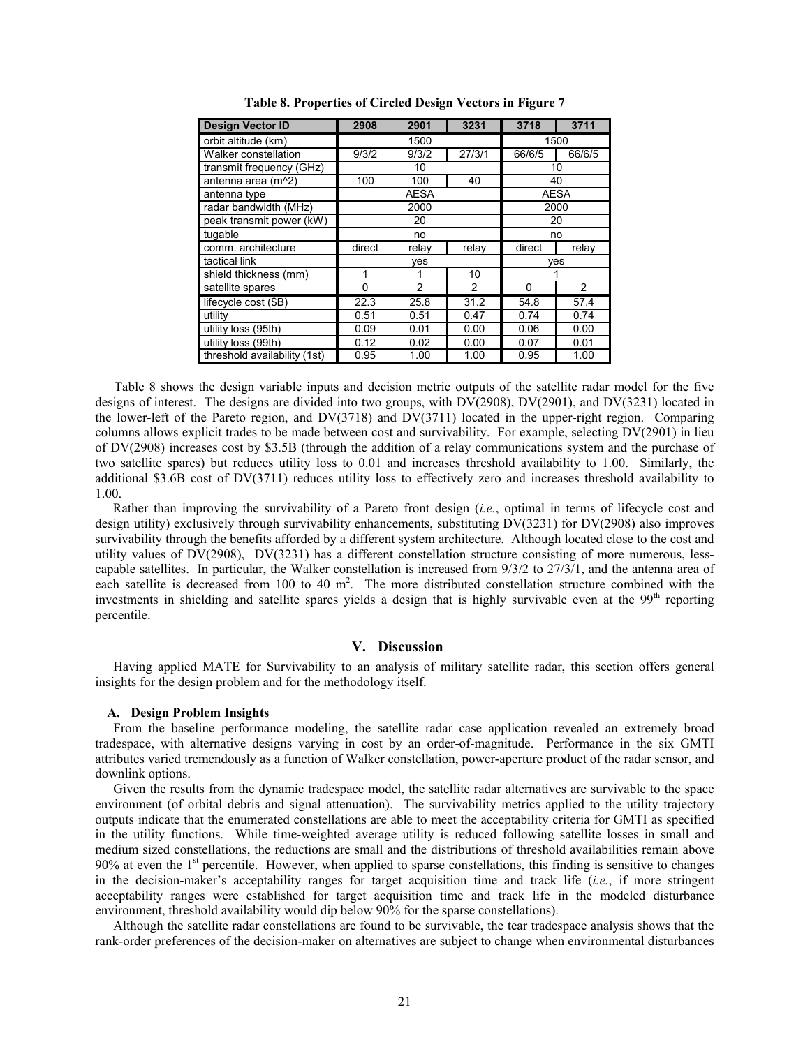**Table 8. Properties of Circled Design Vectors in Figure 7**

| Design Vector ID | 2908 | 2901 | 3231 | 3718 | 3711 |
|---|---|---|---|---|---|
| orbit altitude (km) | 1500 | | | 1500 | |
| Walker constellation | 9/3/2 | 9/3/2 | 27/3/1 | 66/6/5 | 66/6/5 |
| transmit frequency (GHz) | 10 | | | 10 | |
| antenna area (m^2) | 100 | 100 | 40 | 40 | |
| antenna type | AESA | | | AESA | |
| radar bandwidth (MHz) | 2000 | | | 2000 | |
| peak transmit power (kW) | 20 | | | 20 | |
| tugable | no | | | no | |
| comm. architecture | direct | relay | relay | direct | relay |
| tactical link | yes | | | yes | |
| shield thickness (mm) | 1 | 1 | 10 | 1 | |
| satellite spares | 0 | 2 | 2 | 0 | 2 |
| lifecycle cost ($B) | 22.3 | 25.8 | 31.2 | 54.8 | 57.4 |
| utility | 0.51 | 0.51 | 0.47 | 0.74 | 0.74 |
| utility loss (95th) | 0.09 | 0.01 | 0.00 | 0.06 | 0.00 |
| utility loss (99th) | 0.12 | 0.02 | 0.00 | 0.07 | 0.01 |
| threshold availability (1st) | 0.95 | 1.00 | 1.00 | 0.95 | 1.00 |

Table 8 shows the design variable inputs and decision metric outputs of the satellite radar model for the five designs of interest. The designs are divided into two groups, with DV(2908), DV(2901), and DV(3231) located in the lower-left of the Pareto region, and DV(3718) and DV(3711) located in the upper-right region. Comparing columns allows explicit trades to be made between cost and survivability. For example, selecting DV(2901) in lieu of DV(2908) increases cost by $3.5B (through the addition of a relay communications system and the purchase of two satellite spares) but reduces utility loss to 0.01 and increases threshold availability to 1.00. Similarly, the additional $3.6B cost of DV(3711) reduces utility loss to effectively zero and increases threshold availability to 1.00.

Rather than improving the survivability of a Pareto front design (*i.e.*, optimal in terms of lifecycle cost and design utility) exclusively through survivability enhancements, substituting DV(3231) for DV(2908) also improves survivability through the benefits afforded by a different system architecture. Although located close to the cost and utility values of DV(2908), DV(3231) has a different constellation structure consisting of more numerous, less-capable satellites. In particular, the Walker constellation is increased from 9/3/2 to 27/3/1, and the antenna area of each satellite is decreased from 100 to 40 m$^2$. The more distributed constellation structure combined with the investments in shielding and satellite spares yields a design that is highly survivable even at the 99$^{th}$ reporting percentile.

## V. Discussion

Having applied MATE for Survivability to an analysis of military satellite radar, this section offers general insights for the design problem and for the methodology itself.

### A. Design Problem Insights

From the baseline performance modeling, the satellite radar case application revealed an extremely broad tradespace, with alternative designs varying in cost by an order-of-magnitude. Performance in the six GMTI attributes varied tremendously as a function of Walker constellation, power-aperture product of the radar sensor, and downlink options.

Given the results from the dynamic tradespace model, the satellite radar alternatives are survivable to the space environment (of orbital debris and signal attenuation). The survivability metrics applied to the utility trajectory outputs indicate that the enumerated constellations are able to meet the acceptability criteria for GMTI as specified in the utility functions. While time-weighted average utility is reduced following satellite losses in small and medium sized constellations, the reductions are small and the distributions of threshold availabilities remain above 90% at even the 1$^{st}$ percentile. However, when applied to sparse constellations, this finding is sensitive to changes in the decision-maker's acceptability ranges for target acquisition time and track life (*i.e.*, if more stringent acceptability ranges were established for target acquisition time and track life in the modeled disturbance environment, threshold availability would dip below 90% for the sparse constellations).

Although the satellite radar constellations are found to be survivable, the tear tradespace analysis shows that the rank-order preferences of the decision-maker on alternatives are subject to change when environmental disturbances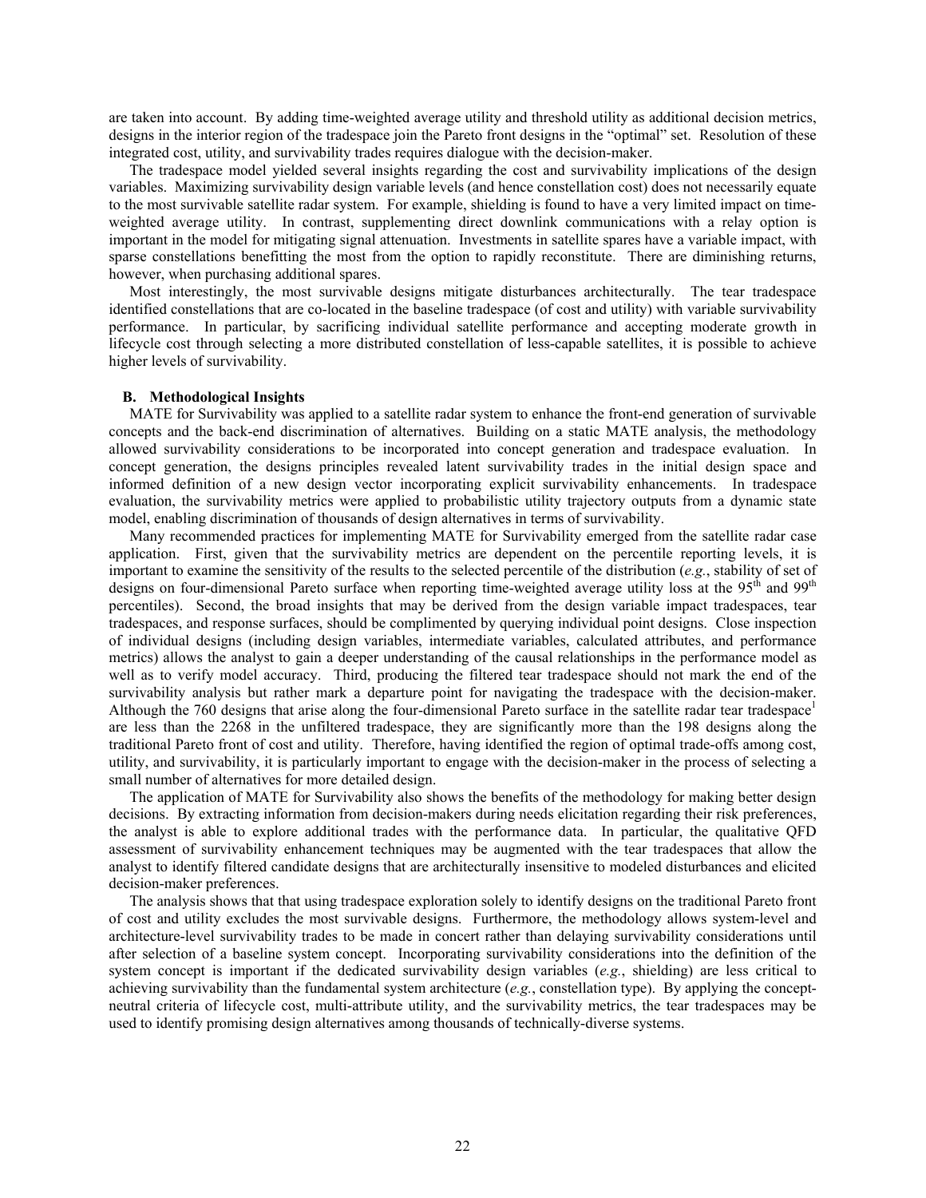are taken into account. By adding time-weighted average utility and threshold utility as additional decision metrics, designs in the interior region of the tradespace join the Pareto front designs in the "optimal" set. Resolution of these integrated cost, utility, and survivability trades requires dialogue with the decision-maker.

The tradespace model yielded several insights regarding the cost and survivability implications of the design variables. Maximizing survivability design variable levels (and hence constellation cost) does not necessarily equate to the most survivable satellite radar system. For example, shielding is found to have a very limited impact on time-weighted average utility. In contrast, supplementing direct downlink communications with a relay option is important in the model for mitigating signal attenuation. Investments in satellite spares have a variable impact, with sparse constellations benefitting the most from the option to rapidly reconstitute. There are diminishing returns, however, when purchasing additional spares.

Most interestingly, the most survivable designs mitigate disturbances architecturally. The tear tradespace identified constellations that are co-located in the baseline tradespace (of cost and utility) with variable survivability performance. In particular, by sacrificing individual satellite performance and accepting moderate growth in lifecycle cost through selecting a more distributed constellation of less-capable satellites, it is possible to achieve higher levels of survivability.

### B. Methodological Insights

MATE for Survivability was applied to a satellite radar system to enhance the front-end generation of survivable concepts and the back-end discrimination of alternatives. Building on a static MATE analysis, the methodology allowed survivability considerations to be incorporated into concept generation and tradespace evaluation. In concept generation, the designs principles revealed latent survivability trades in the initial design space and informed definition of a new design vector incorporating explicit survivability enhancements. In tradespace evaluation, the survivability metrics were applied to probabilistic utility trajectory outputs from a dynamic state model, enabling discrimination of thousands of design alternatives in terms of survivability.

Many recommended practices for implementing MATE for Survivability emerged from the satellite radar case application. First, given that the survivability metrics are dependent on the percentile reporting levels, it is important to examine the sensitivity of the results to the selected percentile of the distribution (*e.g.*, stability of set of designs on four-dimensional Pareto surface when reporting time-weighted average utility loss at the 95$^{th}$ and 99$^{th}$ percentiles). Second, the broad insights that may be derived from the design variable impact tradespaces, tear tradespaces, and response surfaces, should be complimented by querying individual point designs. Close inspection of individual designs (including design variables, intermediate variables, calculated attributes, and performance metrics) allows the analyst to gain a deeper understanding of the causal relationships in the performance model as well as to verify model accuracy. Third, producing the filtered tear tradespace should not mark the end of the survivability analysis but rather mark a departure point for navigating the tradespace with the decision-maker. Although the 760 designs that arise along the four-dimensional Pareto surface in the satellite radar tear tradespace[1] are less than the 2268 in the unfiltered tradespace, they are significantly more than the 198 designs along the traditional Pareto front of cost and utility. Therefore, having identified the region of optimal trade-offs among cost, utility, and survivability, it is particularly important to engage with the decision-maker in the process of selecting a small number of alternatives for more detailed design.

The application of MATE for Survivability also shows the benefits of the methodology for making better design decisions. By extracting information from decision-makers during needs elicitation regarding their risk preferences, the analyst is able to explore additional trades with the performance data. In particular, the qualitative QFD assessment of survivability enhancement techniques may be augmented with the tear tradespaces that allow the analyst to identify filtered candidate designs that are architecturally insensitive to modeled disturbances and elicited decision-maker preferences.

The analysis shows that that using tradespace exploration solely to identify designs on the traditional Pareto front of cost and utility excludes the most survivable designs. Furthermore, the methodology allows system-level and architecture-level survivability trades to be made in concert rather than delaying survivability considerations until after selection of a baseline system concept. Incorporating survivability considerations into the definition of the system concept is important if the dedicated survivability design variables (*e.g.*, shielding) are less critical to achieving survivability than the fundamental system architecture (*e.g.*, constellation type). By applying the concept-neutral criteria of lifecycle cost, multi-attribute utility, and the survivability metrics, the tear tradespaces may be used to identify promising design alternatives among thousands of technically-diverse systems.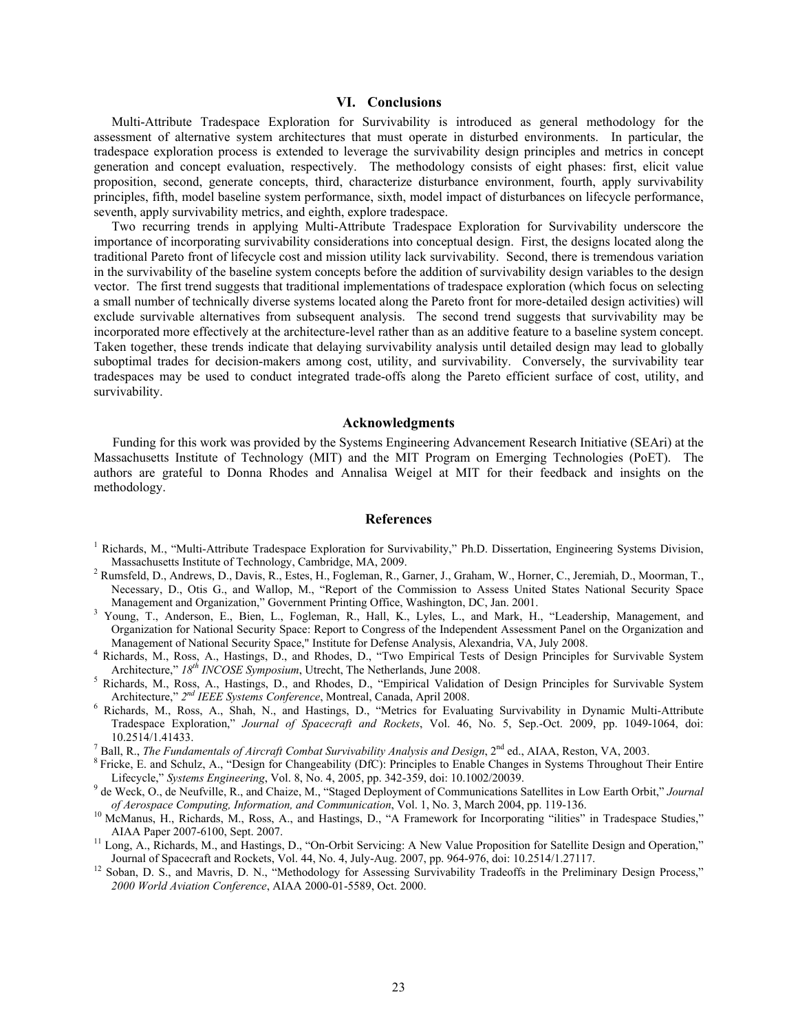## VI. Conclusions

Multi-Attribute Tradespace Exploration for Survivability is introduced as general methodology for the assessment of alternative system architectures that must operate in disturbed environments. In particular, the tradespace exploration process is extended to leverage the survivability design principles and metrics in concept generation and concept evaluation, respectively. The methodology consists of eight phases: first, elicit value proposition, second, generate concepts, third, characterize disturbance environment, fourth, apply survivability principles, fifth, model baseline system performance, sixth, model impact of disturbances on lifecycle performance, seventh, apply survivability metrics, and eighth, explore tradespace.

Two recurring trends in applying Multi-Attribute Tradespace Exploration for Survivability underscore the importance of incorporating survivability considerations into conceptual design. First, the designs located along the traditional Pareto front of lifecycle cost and mission utility lack survivability. Second, there is tremendous variation in the survivability of the baseline system concepts before the addition of survivability design variables to the design vector. The first trend suggests that traditional implementations of tradespace exploration (which focus on selecting a small number of technically diverse systems located along the Pareto front for more-detailed design activities) will exclude survivable alternatives from subsequent analysis. The second trend suggests that survivability may be incorporated more effectively at the architecture-level rather than as an additive feature to a baseline system concept. Taken together, these trends indicate that delaying survivability analysis until detailed design may lead to globally suboptimal trades for decision-makers among cost, utility, and survivability. Conversely, the survivability tear tradespaces may be used to conduct integrated trade-offs along the Pareto efficient surface of cost, utility, and survivability.

## Acknowledgments

Funding for this work was provided by the Systems Engineering Advancement Research Initiative (SEAri) at the Massachusetts Institute of Technology (MIT) and the MIT Program on Emerging Technologies (PoET). The authors are grateful to Donna Rhodes and Annalisa Weigel at MIT for their feedback and insights on the methodology.

## References

[1] Richards, M., "Multi-Attribute Tradespace Exploration for Survivability," Ph.D. Dissertation, Engineering Systems Division, Massachusetts Institute of Technology, Cambridge, MA, 2009.

[2] Rumsfeld, D., Andrews, D., Davis, R., Estes, H., Fogleman, R., Garner, J., Graham, W., Horner, C., Jeremiah, D., Moorman, T., Necessary, D., Otis G., and Wallop, M., "Report of the Commission to Assess United States National Security Space Management and Organization," Government Printing Office, Washington, DC, Jan. 2001.

[3] Young, T., Anderson, E., Bien, L., Fogleman, R., Hall, K., Lyles, L., and Mark, H., "Leadership, Management, and Organization for National Security Space: Report to Congress of the Independent Assessment Panel on the Organization and Management of National Security Space," Institute for Defense Analysis, Alexandria, VA, July 2008.

[4] Richards, M., Ross, A., Hastings, D., and Rhodes, D., "Two Empirical Tests of Design Principles for Survivable System Architecture," *18th INCOSE Symposium*, Utrecht, The Netherlands, June 2008.

[5] Richards, M., Ross, A., Hastings, D., and Rhodes, D., "Empirical Validation of Design Principles for Survivable System Architecture," *2nd IEEE Systems Conference*, Montreal, Canada, April 2008.

[6] Richards, M., Ross, A., Shah, N., and Hastings, D., "Metrics for Evaluating Survivability in Dynamic Multi-Attribute Tradespace Exploration," *Journal of Spacecraft and Rockets*, Vol. 46, No. 5, Sep.-Oct. 2009, pp. 1049-1064, doi: 10.2514/1.41433.

[7] Ball, R., *The Fundamentals of Aircraft Combat Survivability Analysis and Design*, 2nd ed., AIAA, Reston, VA, 2003.

[8] Fricke, E. and Schulz, A., "Design for Changeability (DfC): Principles to Enable Changes in Systems Throughout Their Entire Lifecycle," *Systems Engineering*, Vol. 8, No. 4, 2005, pp. 342-359, doi: 10.1002/20039.

[9] de Weck, O., de Neufville, R., and Chaize, M., "Staged Deployment of Communications Satellites in Low Earth Orbit," *Journal of Aerospace Computing, Information, and Communication*, Vol. 1, No. 3, March 2004, pp. 119-136.

[10] McManus, H., Richards, M., Ross, A., and Hastings, D., "A Framework for Incorporating "ilities" in Tradespace Studies," AIAA Paper 2007-6100, Sept. 2007.

[11] Long, A., Richards, M., and Hastings, D., "On-Orbit Servicing: A New Value Proposition for Satellite Design and Operation," Journal of Spacecraft and Rockets, Vol. 44, No. 4, July-Aug. 2007, pp. 964-976, doi: 10.2514/1.27117.

[12] Soban, D. S., and Mavris, D. N., "Methodology for Assessing Survivability Tradeoffs in the Preliminary Design Process," *2000 World Aviation Conference*, AIAA 2000-01-5589, Oct. 2000.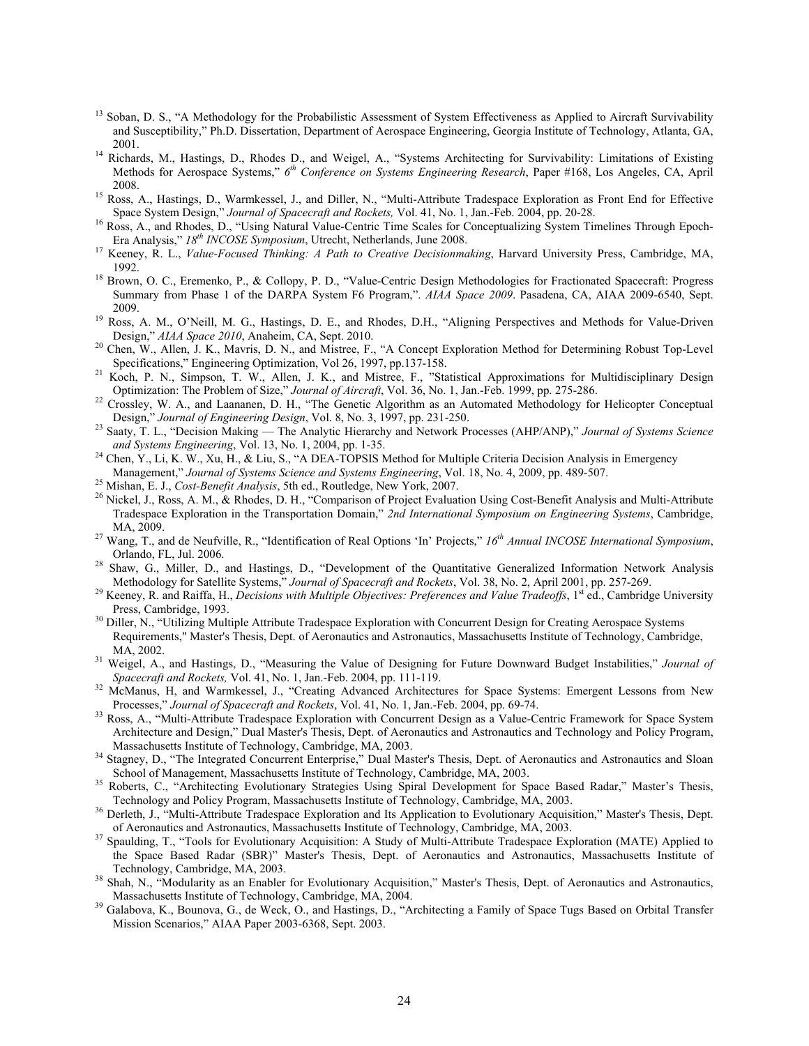[13] Soban, D. S., "A Methodology for the Probabilistic Assessment of System Effectiveness as Applied to Aircraft Survivability and Susceptibility," Ph.D. Dissertation, Department of Aerospace Engineering, Georgia Institute of Technology, Atlanta, GA, 2001.

[14] Richards, M., Hastings, D., Rhodes D., and Weigel, A., "Systems Architecting for Survivability: Limitations of Existing Methods for Aerospace Systems," *6th Conference on Systems Engineering Research*, Paper #168, Los Angeles, CA, April 2008.

[15] Ross, A., Hastings, D., Warmkessel, J., and Diller, N., "Multi-Attribute Tradespace Exploration as Front End for Effective Space System Design," *Journal of Spacecraft and Rockets,* Vol. 41, No. 1, Jan.-Feb. 2004, pp. 20-28.

[16] Ross, A., and Rhodes, D., "Using Natural Value-Centric Time Scales for Conceptualizing System Timelines Through Epoch-Era Analysis," *18th INCOSE Symposium*, Utrecht, Netherlands, June 2008.

[17] Keeney, R. L., *Value-Focused Thinking: A Path to Creative Decisionmaking*, Harvard University Press, Cambridge, MA, 1992.

[18] Brown, O. C., Eremenko, P., & Collopy, P. D., "Value-Centric Design Methodologies for Fractionated Spacecraft: Progress Summary from Phase 1 of the DARPA System F6 Program,". *AIAA Space 2009*. Pasadena, CA, AIAA 2009-6540, Sept. 2009.

[19] Ross, A. M., O'Neill, M. G., Hastings, D. E., and Rhodes, D.H., "Aligning Perspectives and Methods for Value-Driven Design," *AIAA Space 2010*, Anaheim, CA, Sept. 2010.

[20] Chen, W., Allen, J. K., Mavris, D. N., and Mistree, F., "A Concept Exploration Method for Determining Robust Top-Level Specifications," Engineering Optimization, Vol 26, 1997, pp.137-158.

[21] Koch, P. N., Simpson, T. W., Allen, J. K., and Mistree, F., "Statistical Approximations for Multidisciplinary Design Optimization: The Problem of Size," *Journal of Aircraft*, Vol. 36, No. 1, Jan.-Feb. 1999, pp. 275-286.

[22] Crossley, W. A., and Laananen, D. H., "The Genetic Algorithm as an Automated Methodology for Helicopter Conceptual Design," *Journal of Engineering Design*, Vol. 8, No. 3, 1997, pp. 231-250.

[23] Saaty, T. L., "Decision Making — The Analytic Hierarchy and Network Processes (AHP/ANP)," *Journal of Systems Science and Systems Engineering*, Vol. 13, No. 1, 2004, pp. 1-35.

[24] Chen, Y., Li, K. W., Xu, H., & Liu, S., "A DEA-TOPSIS Method for Multiple Criteria Decision Analysis in Emergency Management," *Journal of Systems Science and Systems Engineering*, Vol. 18, No. 4, 2009, pp. 489-507.

[25] Mishan, E. J., *Cost-Benefit Analysis*, 5th ed., Routledge, New York, 2007.

[26] Nickel, J., Ross, A. M., & Rhodes, D. H., "Comparison of Project Evaluation Using Cost-Benefit Analysis and Multi-Attribute Tradespace Exploration in the Transportation Domain," *2nd International Symposium on Engineering Systems*, Cambridge, MA, 2009.

[27] Wang, T., and de Neufville, R., "Identification of Real Options 'In' Projects," *16th Annual INCOSE International Symposium*, Orlando, FL, Jul. 2006.

[28] Shaw, G., Miller, D., and Hastings, D., "Development of the Quantitative Generalized Information Network Analysis Methodology for Satellite Systems," *Journal of Spacecraft and Rockets*, Vol. 38, No. 2, April 2001, pp. 257-269.

[29] Keeney, R. and Raiffa, H., *Decisions with Multiple Objectives: Preferences and Value Tradeoffs*, 1st ed., Cambridge University Press, Cambridge, 1993.

[30] Diller, N., "Utilizing Multiple Attribute Tradespace Exploration with Concurrent Design for Creating Aerospace Systems Requirements," Master's Thesis, Dept. of Aeronautics and Astronautics, Massachusetts Institute of Technology, Cambridge, MA, 2002.

[31] Weigel, A., and Hastings, D., "Measuring the Value of Designing for Future Downward Budget Instabilities," *Journal of Spacecraft and Rockets,* Vol. 41, No. 1, Jan.-Feb. 2004, pp. 111-119.

[32] McManus, H, and Warmkessel, J., "Creating Advanced Architectures for Space Systems: Emergent Lessons from New Processes," *Journal of Spacecraft and Rockets*, Vol. 41, No. 1, Jan.-Feb. 2004, pp. 69-74.

[33] Ross, A., "Multi-Attribute Tradespace Exploration with Concurrent Design as a Value-Centric Framework for Space System Architecture and Design," Dual Master's Thesis, Dept. of Aeronautics and Astronautics and Technology and Policy Program, Massachusetts Institute of Technology, Cambridge, MA, 2003.

[34] Stagney, D., "The Integrated Concurrent Enterprise," Dual Master's Thesis, Dept. of Aeronautics and Astronautics and Sloan School of Management, Massachusetts Institute of Technology, Cambridge, MA, 2003.

[35] Roberts, C., "Architecting Evolutionary Strategies Using Spiral Development for Space Based Radar," Master's Thesis, Technology and Policy Program, Massachusetts Institute of Technology, Cambridge, MA, 2003.

[36] Derleth, J., "Multi-Attribute Tradespace Exploration and Its Application to Evolutionary Acquisition," Master's Thesis, Dept. of Aeronautics and Astronautics, Massachusetts Institute of Technology, Cambridge, MA, 2003.

[37] Spaulding, T., "Tools for Evolutionary Acquisition: A Study of Multi-Attribute Tradespace Exploration (MATE) Applied to the Space Based Radar (SBR)" Master's Thesis, Dept. of Aeronautics and Astronautics, Massachusetts Institute of Technology, Cambridge, MA, 2003.

[38] Shah, N., "Modularity as an Enabler for Evolutionary Acquisition," Master's Thesis, Dept. of Aeronautics and Astronautics, Massachusetts Institute of Technology, Cambridge, MA, 2004.

[39] Galabova, K., Bounova, G., de Weck, O., and Hastings, D., "Architecting a Family of Space Tugs Based on Orbital Transfer Mission Scenarios," AIAA Paper 2003-6368, Sept. 2003.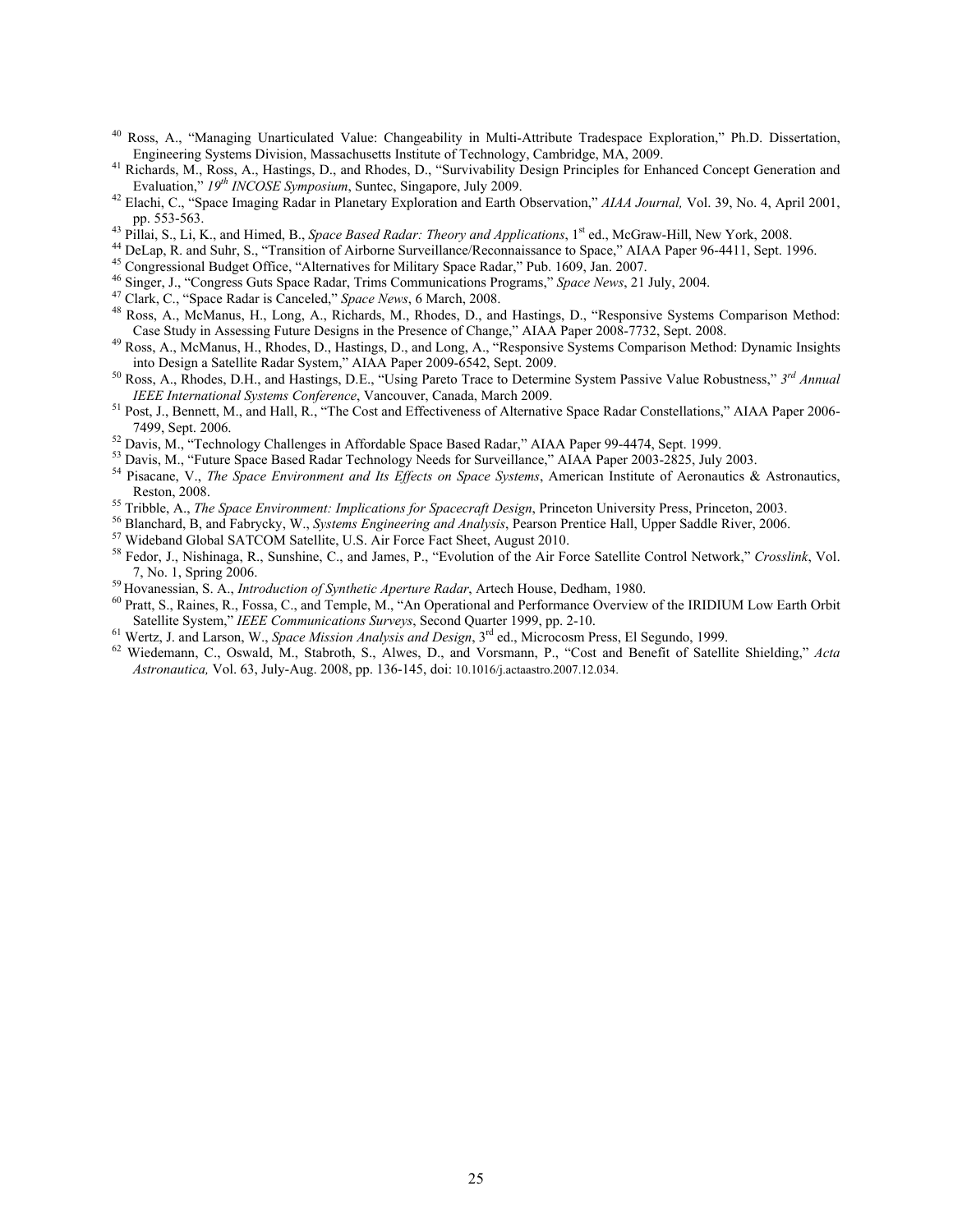[40] Ross, A., "Managing Unarticulated Value: Changeability in Multi-Attribute Tradespace Exploration," Ph.D. Dissertation, Engineering Systems Division, Massachusetts Institute of Technology, Cambridge, MA, 2009.

[41] Richards, M., Ross, A., Hastings, D., and Rhodes, D., "Survivability Design Principles for Enhanced Concept Generation and Evaluation," *19th INCOSE Symposium*, Suntec, Singapore, July 2009.

[42] Elachi, C., "Space Imaging Radar in Planetary Exploration and Earth Observation," *AIAA Journal,* Vol. 39, No. 4, April 2001, pp. 553-563.

[43] Pillai, S., Li, K., and Himed, B., *Space Based Radar: Theory and Applications*, 1st ed., McGraw-Hill, New York, 2008.

[44] DeLap, R. and Suhr, S., "Transition of Airborne Surveillance/Reconnaissance to Space," AIAA Paper 96-4411, Sept. 1996.

[45] Congressional Budget Office, "Alternatives for Military Space Radar," Pub. 1609, Jan. 2007.

[46] Singer, J., "Congress Guts Space Radar, Trims Communications Programs," *Space News*, 21 July, 2004.

[47] Clark, C., "Space Radar is Canceled," *Space News*, 6 March, 2008.

[48] Ross, A., McManus, H., Long, A., Richards, M., Rhodes, D., and Hastings, D., "Responsive Systems Comparison Method: Case Study in Assessing Future Designs in the Presence of Change," AIAA Paper 2008-7732, Sept. 2008.

[49] Ross, A., McManus, H., Rhodes, D., Hastings, D., and Long, A., "Responsive Systems Comparison Method: Dynamic Insights into Design a Satellite Radar System," AIAA Paper 2009-6542, Sept. 2009.

[50] Ross, A., Rhodes, D.H., and Hastings, D.E., "Using Pareto Trace to Determine System Passive Value Robustness," *3rd Annual IEEE International Systems Conference*, Vancouver, Canada, March 2009.

[51] Post, J., Bennett, M., and Hall, R., "The Cost and Effectiveness of Alternative Space Radar Constellations," AIAA Paper 2006-7499, Sept. 2006.

[52] Davis, M., "Technology Challenges in Affordable Space Based Radar," AIAA Paper 99-4474, Sept. 1999.

[53] Davis, M., "Future Space Based Radar Technology Needs for Surveillance," AIAA Paper 2003-2825, July 2003.

[54] Pisacane, V., *The Space Environment and Its Effects on Space Systems*, American Institute of Aeronautics & Astronautics, Reston, 2008.

[55] Tribble, A., *The Space Environment: Implications for Spacecraft Design*, Princeton University Press, Princeton, 2003.

[56] Blanchard, B, and Fabrycky, W., *Systems Engineering and Analysis*, Pearson Prentice Hall, Upper Saddle River, 2006.

[57] Wideband Global SATCOM Satellite, U.S. Air Force Fact Sheet, August 2010.

[58] Fedor, J., Nishinaga, R., Sunshine, C., and James, P., "Evolution of the Air Force Satellite Control Network," *Crosslink*, Vol. 7, No. 1, Spring 2006.

[59] Hovanessian, S. A., *Introduction of Synthetic Aperture Radar*, Artech House, Dedham, 1980.

[60] Pratt, S., Raines, R., Fossa, C., and Temple, M., "An Operational and Performance Overview of the IRIDIUM Low Earth Orbit Satellite System," *IEEE Communications Surveys*, Second Quarter 1999, pp. 2-10.

[61] Wertz, J. and Larson, W., *Space Mission Analysis and Design*, 3rd ed., Microcosm Press, El Segundo, 1999.

[62] Wiedemann, C., Oswald, M., Stabroth, S., Alwes, D., and Vorsmann, P., "Cost and Benefit of Satellite Shielding," *Acta Astronautica,* Vol. 63, July-Aug. 2008, pp. 136-145, doi: 10.1016/j.actaastro.2007.12.034.